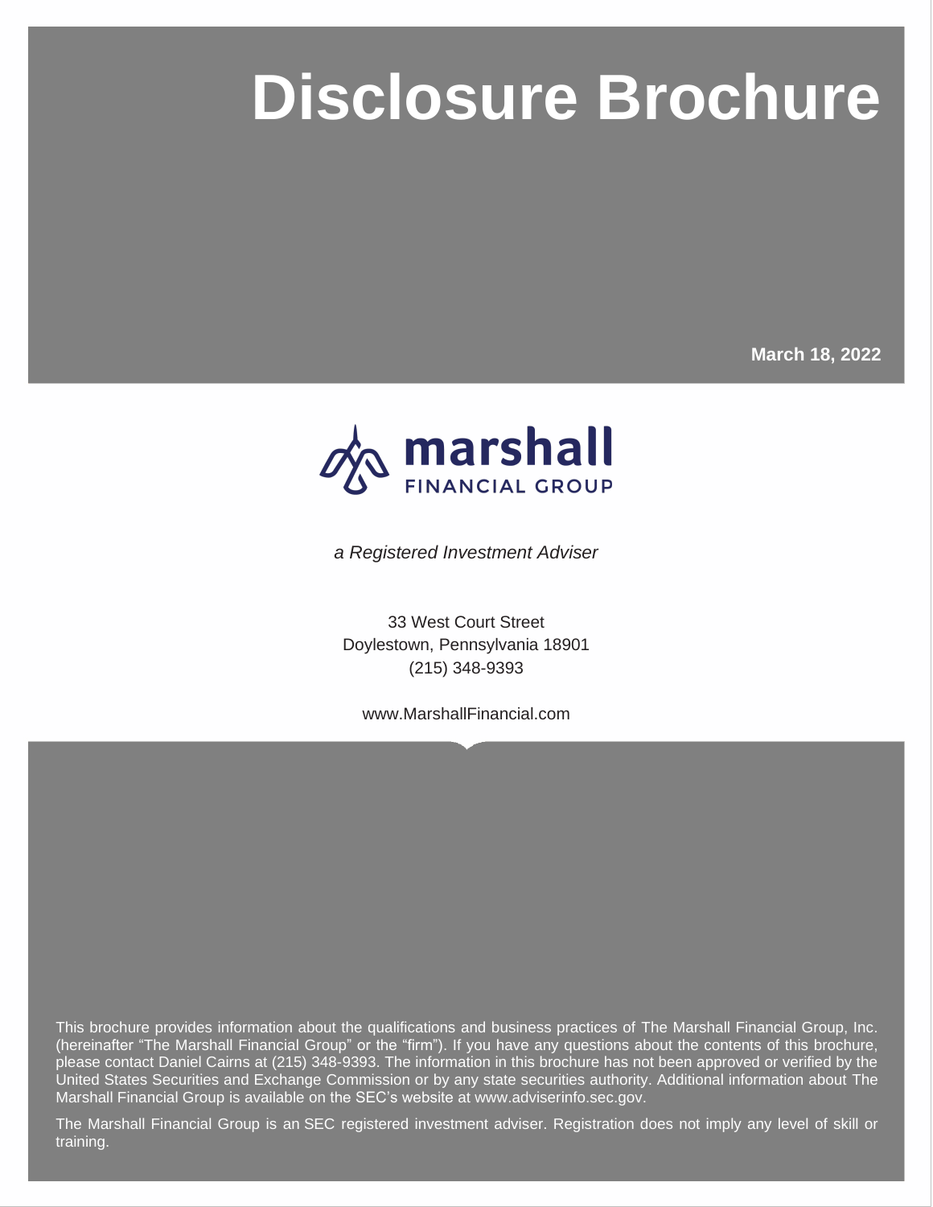# Disclosure Brochure

**March 18, 2022**

marshall
FINANCIAL GROUP

*a Registered Investment Adviser*

33 West Court Street
Doylestown, Pennsylvania 18901
(215) 348-9393

www.MarshallFinancial.com

This brochure provides information about the qualifications and business practices of The Marshall Financial Group, Inc. (hereinafter "The Marshall Financial Group" or the "firm"). If you have any questions about the contents of this brochure, please contact Daniel Cairns at (215) 348-9393. The information in this brochure has not been approved or verified by the United States Securities and Exchange Commission or by any state securities authority. Additional information about The Marshall Financial Group is available on the SEC's website at www.adviserinfo.sec.gov.

The Marshall Financial Group is an SEC registered investment adviser. Registration does not imply any level of skill or training.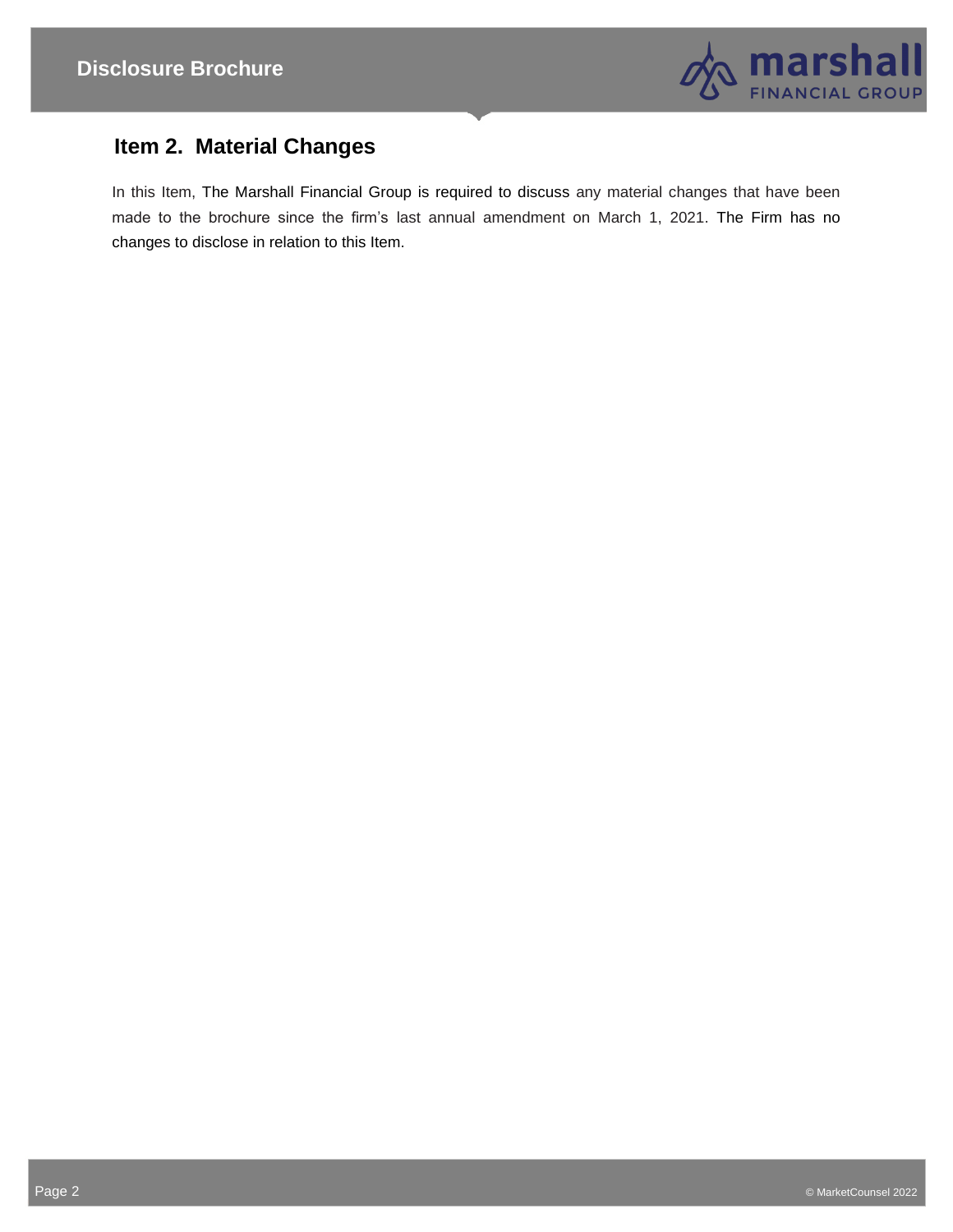## Item 2. Material Changes

In this Item, The Marshall Financial Group is required to discuss any material changes that have been made to the brochure since the firm's last annual amendment on March 1, 2021. The Firm has no changes to disclose in relation to this Item.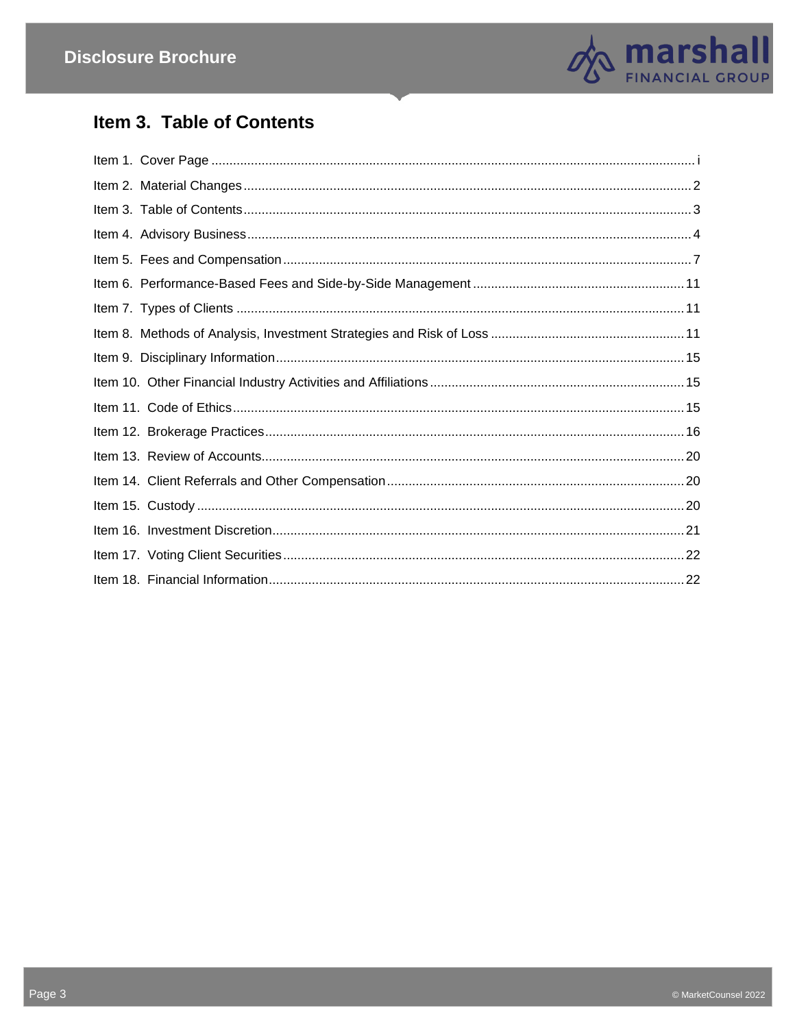## Item 3. Table of Contents

Item 1. Cover Page ........ i
Item 2. Material Changes ........ 2
Item 3. Table of Contents ........ 3
Item 4. Advisory Business ........ 4
Item 5. Fees and Compensation ........ 7
Item 6. Performance-Based Fees and Side-by-Side Management ........ 11
Item 7. Types of Clients ........ 11
Item 8. Methods of Analysis, Investment Strategies and Risk of Loss ........ 11
Item 9. Disciplinary Information ........ 15
Item 10. Other Financial Industry Activities and Affiliations ........ 15
Item 11. Code of Ethics ........ 15
Item 12. Brokerage Practices ........ 16
Item 13. Review of Accounts ........ 20
Item 14. Client Referrals and Other Compensation ........ 20
Item 15. Custody ........ 20
Item 16. Investment Discretion ........ 21
Item 17. Voting Client Securities ........ 22
Item 18. Financial Information ........ 22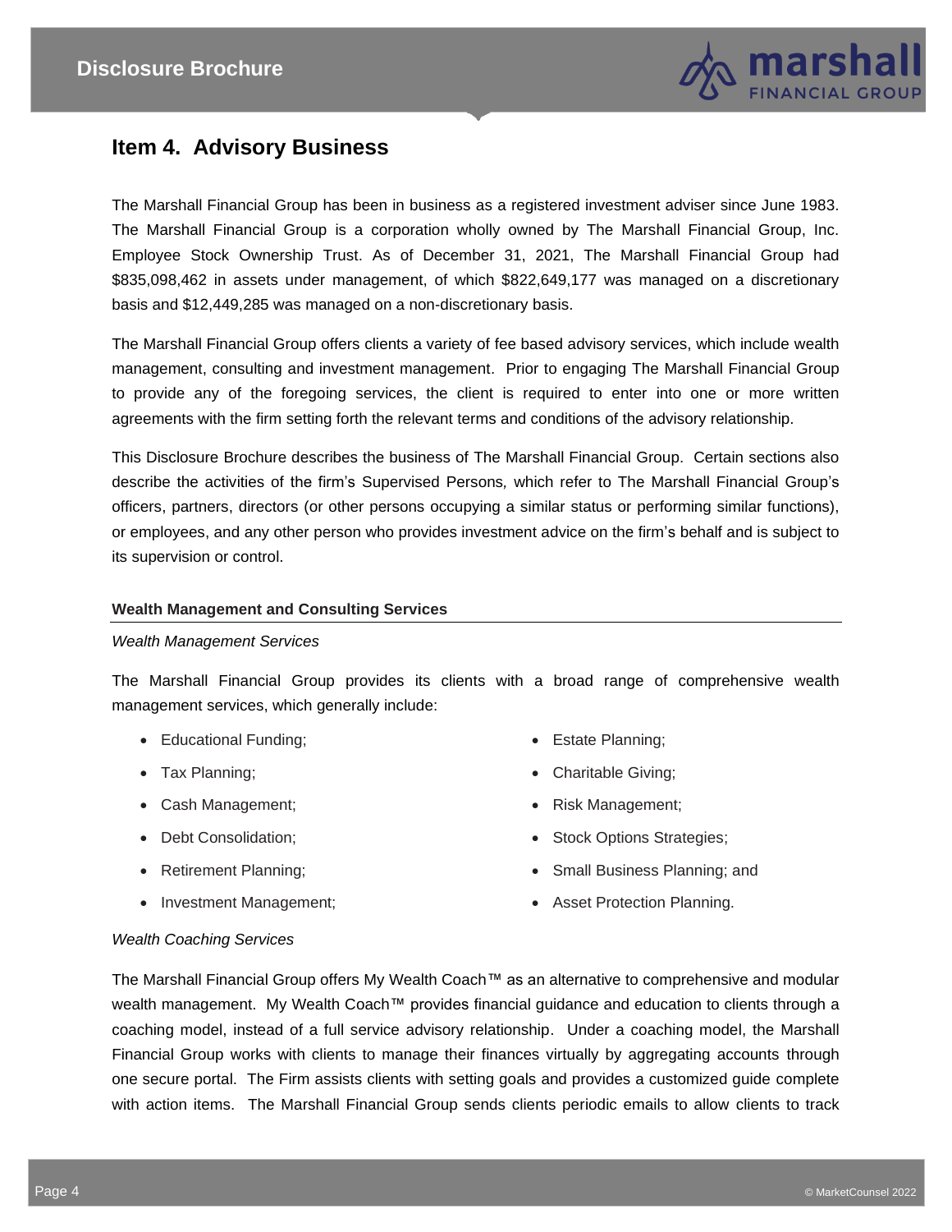## Item 4. Advisory Business

The Marshall Financial Group has been in business as a registered investment adviser since June 1983. The Marshall Financial Group is a corporation wholly owned by The Marshall Financial Group, Inc. Employee Stock Ownership Trust. As of December 31, 2021, The Marshall Financial Group had $835,098,462 in assets under management, of which $822,649,177 was managed on a discretionary basis and $12,449,285 was managed on a non-discretionary basis.

The Marshall Financial Group offers clients a variety of fee based advisory services, which include wealth management, consulting and investment management. Prior to engaging The Marshall Financial Group to provide any of the foregoing services, the client is required to enter into one or more written agreements with the firm setting forth the relevant terms and conditions of the advisory relationship.

This Disclosure Brochure describes the business of The Marshall Financial Group. Certain sections also describe the activities of the firm's Supervised Persons*,* which refer to The Marshall Financial Group's officers, partners, directors (or other persons occupying a similar status or performing similar functions), or employees, and any other person who provides investment advice on the firm's behalf and is subject to its supervision or control.

**Wealth Management and Consulting Services**

*Wealth Management Services*

The Marshall Financial Group provides its clients with a broad range of comprehensive wealth management services, which generally include:

- Educational Funding;
- Tax Planning;
- Cash Management;
- Debt Consolidation;
- Retirement Planning;
- Investment Management;
- Estate Planning;
- Charitable Giving;
- Risk Management;
- Stock Options Strategies;
- Small Business Planning; and
- Asset Protection Planning.

*Wealth Coaching Services*

The Marshall Financial Group offers My Wealth Coach™ as an alternative to comprehensive and modular wealth management. My Wealth Coach™ provides financial guidance and education to clients through a coaching model, instead of a full service advisory relationship. Under a coaching model, the Marshall Financial Group works with clients to manage their finances virtually by aggregating accounts through one secure portal. The Firm assists clients with setting goals and provides a customized guide complete with action items. The Marshall Financial Group sends clients periodic emails to allow clients to track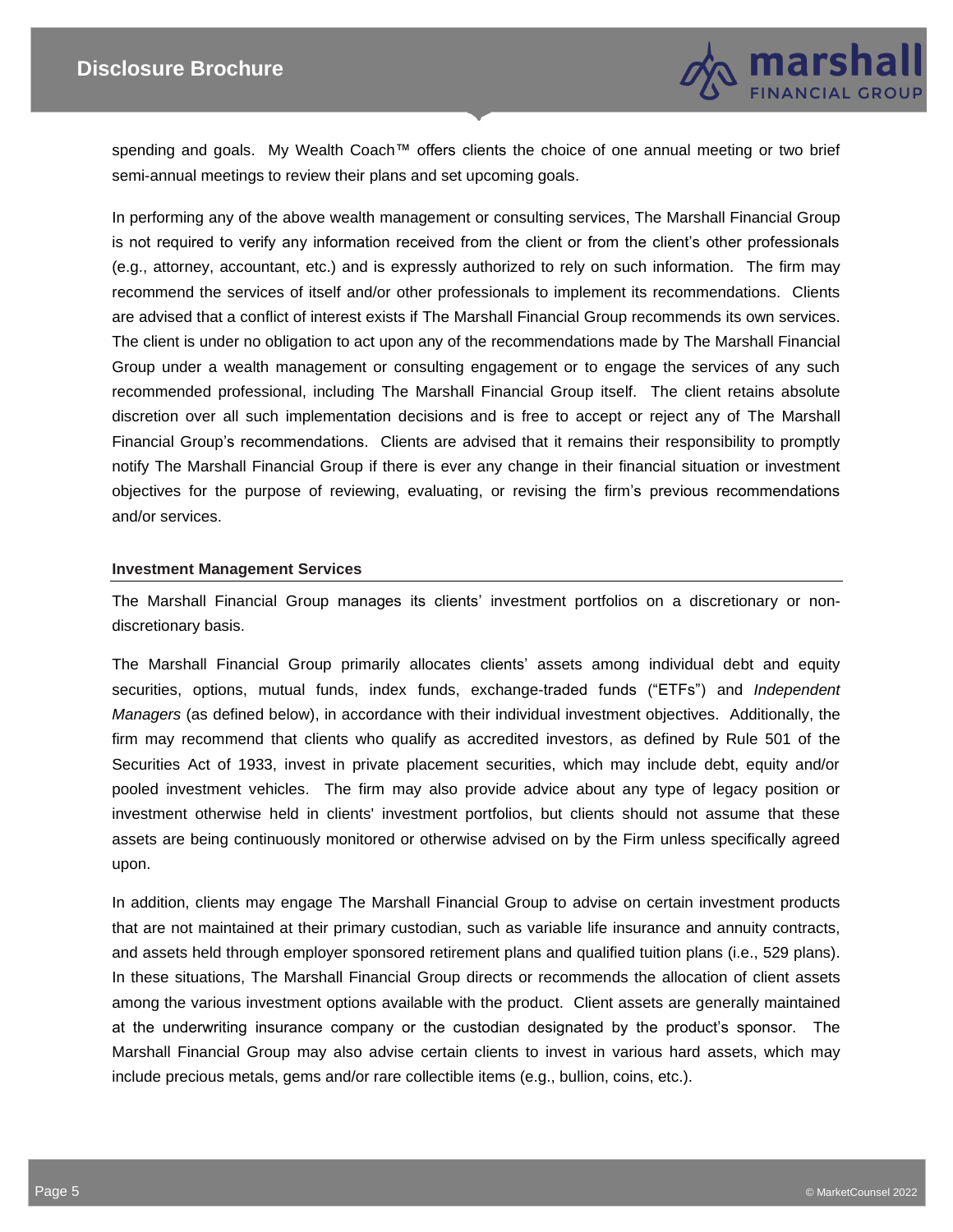spending and goals. My Wealth Coach™ offers clients the choice of one annual meeting or two brief semi-annual meetings to review their plans and set upcoming goals.

In performing any of the above wealth management or consulting services, The Marshall Financial Group is not required to verify any information received from the client or from the client's other professionals (e.g., attorney, accountant, etc.) and is expressly authorized to rely on such information. The firm may recommend the services of itself and/or other professionals to implement its recommendations. Clients are advised that a conflict of interest exists if The Marshall Financial Group recommends its own services. The client is under no obligation to act upon any of the recommendations made by The Marshall Financial Group under a wealth management or consulting engagement or to engage the services of any such recommended professional, including The Marshall Financial Group itself. The client retains absolute discretion over all such implementation decisions and is free to accept or reject any of The Marshall Financial Group's recommendations. Clients are advised that it remains their responsibility to promptly notify The Marshall Financial Group if there is ever any change in their financial situation or investment objectives for the purpose of reviewing, evaluating, or revising the firm's previous recommendations and/or services.

**Investment Management Services**

The Marshall Financial Group manages its clients' investment portfolios on a discretionary or non-discretionary basis.

The Marshall Financial Group primarily allocates clients' assets among individual debt and equity securities, options, mutual funds, index funds, exchange-traded funds ("ETFs") and *Independent Managers* (as defined below), in accordance with their individual investment objectives. Additionally, the firm may recommend that clients who qualify as accredited investors, as defined by Rule 501 of the Securities Act of 1933, invest in private placement securities, which may include debt, equity and/or pooled investment vehicles. The firm may also provide advice about any type of legacy position or investment otherwise held in clients' investment portfolios, but clients should not assume that these assets are being continuously monitored or otherwise advised on by the Firm unless specifically agreed upon.

In addition, clients may engage The Marshall Financial Group to advise on certain investment products that are not maintained at their primary custodian, such as variable life insurance and annuity contracts, and assets held through employer sponsored retirement plans and qualified tuition plans (i.e., 529 plans). In these situations, The Marshall Financial Group directs or recommends the allocation of client assets among the various investment options available with the product. Client assets are generally maintained at the underwriting insurance company or the custodian designated by the product's sponsor. The Marshall Financial Group may also advise certain clients to invest in various hard assets, which may include precious metals, gems and/or rare collectible items (e.g., bullion, coins, etc.).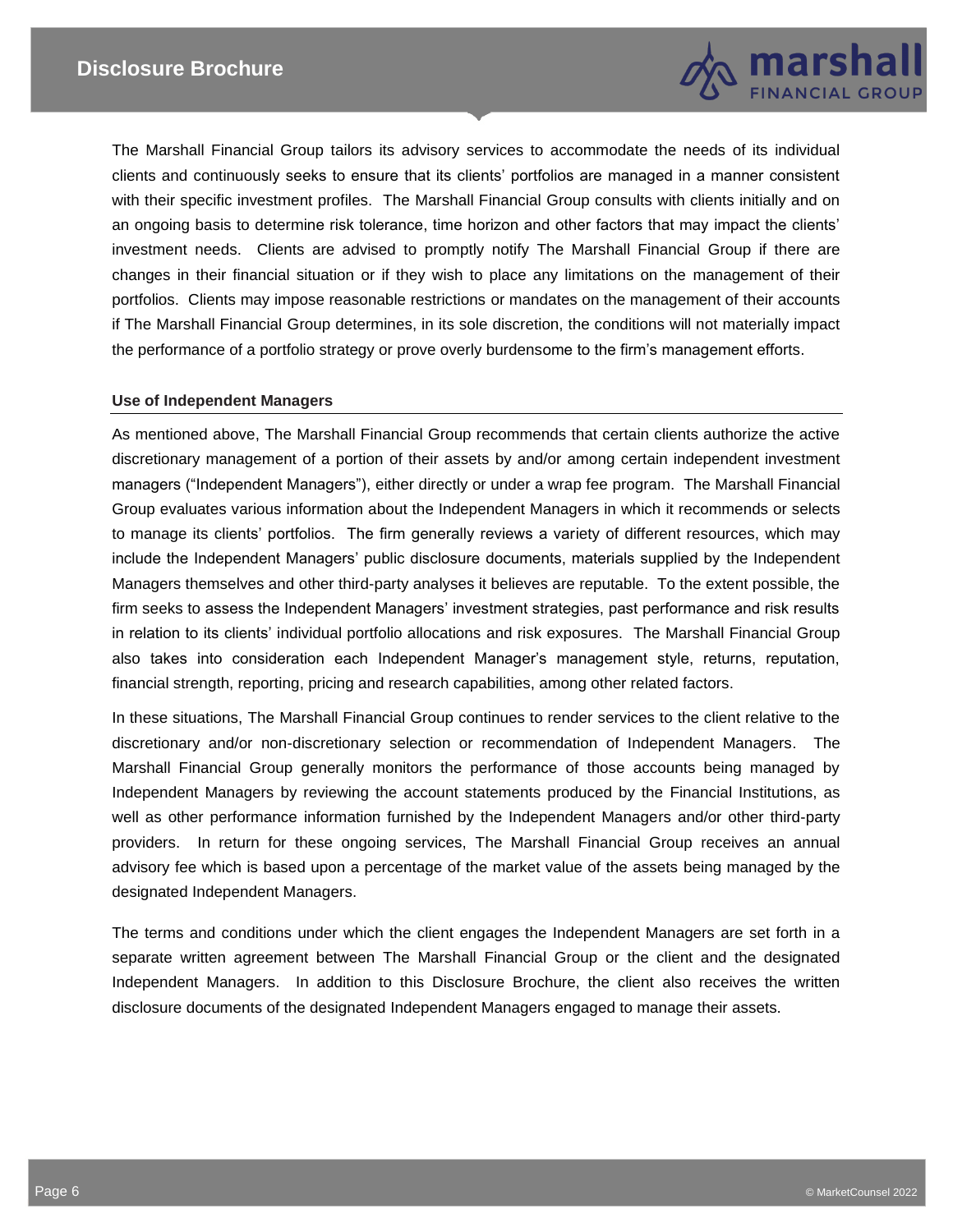The Marshall Financial Group tailors its advisory services to accommodate the needs of its individual clients and continuously seeks to ensure that its clients' portfolios are managed in a manner consistent with their specific investment profiles. The Marshall Financial Group consults with clients initially and on an ongoing basis to determine risk tolerance, time horizon and other factors that may impact the clients' investment needs. Clients are advised to promptly notify The Marshall Financial Group if there are changes in their financial situation or if they wish to place any limitations on the management of their portfolios. Clients may impose reasonable restrictions or mandates on the management of their accounts if The Marshall Financial Group determines, in its sole discretion, the conditions will not materially impact the performance of a portfolio strategy or prove overly burdensome to the firm's management efforts.

### Use of Independent Managers

As mentioned above, The Marshall Financial Group recommends that certain clients authorize the active discretionary management of a portion of their assets by and/or among certain independent investment managers ("Independent Managers"), either directly or under a wrap fee program. The Marshall Financial Group evaluates various information about the Independent Managers in which it recommends or selects to manage its clients' portfolios. The firm generally reviews a variety of different resources, which may include the Independent Managers' public disclosure documents, materials supplied by the Independent Managers themselves and other third-party analyses it believes are reputable. To the extent possible, the firm seeks to assess the Independent Managers' investment strategies, past performance and risk results in relation to its clients' individual portfolio allocations and risk exposures. The Marshall Financial Group also takes into consideration each Independent Manager's management style, returns, reputation, financial strength, reporting, pricing and research capabilities, among other related factors.

In these situations, The Marshall Financial Group continues to render services to the client relative to the discretionary and/or non-discretionary selection or recommendation of Independent Managers. The Marshall Financial Group generally monitors the performance of those accounts being managed by Independent Managers by reviewing the account statements produced by the Financial Institutions, as well as other performance information furnished by the Independent Managers and/or other third-party providers. In return for these ongoing services, The Marshall Financial Group receives an annual advisory fee which is based upon a percentage of the market value of the assets being managed by the designated Independent Managers.

The terms and conditions under which the client engages the Independent Managers are set forth in a separate written agreement between The Marshall Financial Group or the client and the designated Independent Managers. In addition to this Disclosure Brochure, the client also receives the written disclosure documents of the designated Independent Managers engaged to manage their assets.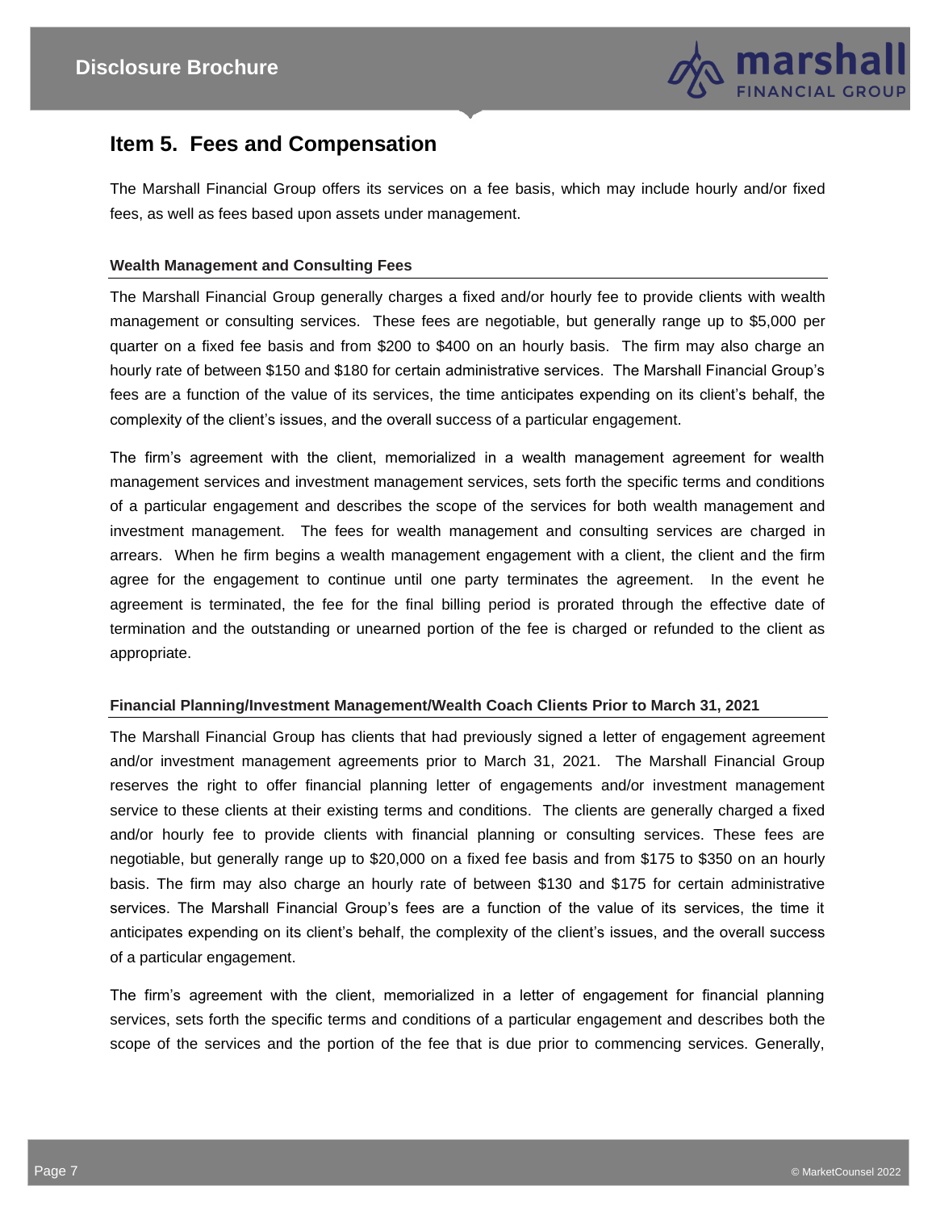## Item 5. Fees and Compensation

The Marshall Financial Group offers its services on a fee basis, which may include hourly and/or fixed fees, as well as fees based upon assets under management.

### Wealth Management and Consulting Fees

The Marshall Financial Group generally charges a fixed and/or hourly fee to provide clients with wealth management or consulting services. These fees are negotiable, but generally range up to $5,000 per quarter on a fixed fee basis and from $200 to $400 on an hourly basis. The firm may also charge an hourly rate of between $150 and $180 for certain administrative services. The Marshall Financial Group's fees are a function of the value of its services, the time anticipates expending on its client's behalf, the complexity of the client's issues, and the overall success of a particular engagement.

The firm's agreement with the client, memorialized in a wealth management agreement for wealth management services and investment management services, sets forth the specific terms and conditions of a particular engagement and describes the scope of the services for both wealth management and investment management. The fees for wealth management and consulting services are charged in arrears. When he firm begins a wealth management engagement with a client, the client and the firm agree for the engagement to continue until one party terminates the agreement. In the event he agreement is terminated, the fee for the final billing period is prorated through the effective date of termination and the outstanding or unearned portion of the fee is charged or refunded to the client as appropriate.

### Financial Planning/Investment Management/Wealth Coach Clients Prior to March 31, 2021

The Marshall Financial Group has clients that had previously signed a letter of engagement agreement and/or investment management agreements prior to March 31, 2021. The Marshall Financial Group reserves the right to offer financial planning letter of engagements and/or investment management service to these clients at their existing terms and conditions. The clients are generally charged a fixed and/or hourly fee to provide clients with financial planning or consulting services. These fees are negotiable, but generally range up to $20,000 on a fixed fee basis and from $175 to $350 on an hourly basis. The firm may also charge an hourly rate of between $130 and $175 for certain administrative services. The Marshall Financial Group's fees are a function of the value of its services, the time it anticipates expending on its client's behalf, the complexity of the client's issues, and the overall success of a particular engagement.

The firm's agreement with the client, memorialized in a letter of engagement for financial planning services, sets forth the specific terms and conditions of a particular engagement and describes both the scope of the services and the portion of the fee that is due prior to commencing services. Generally,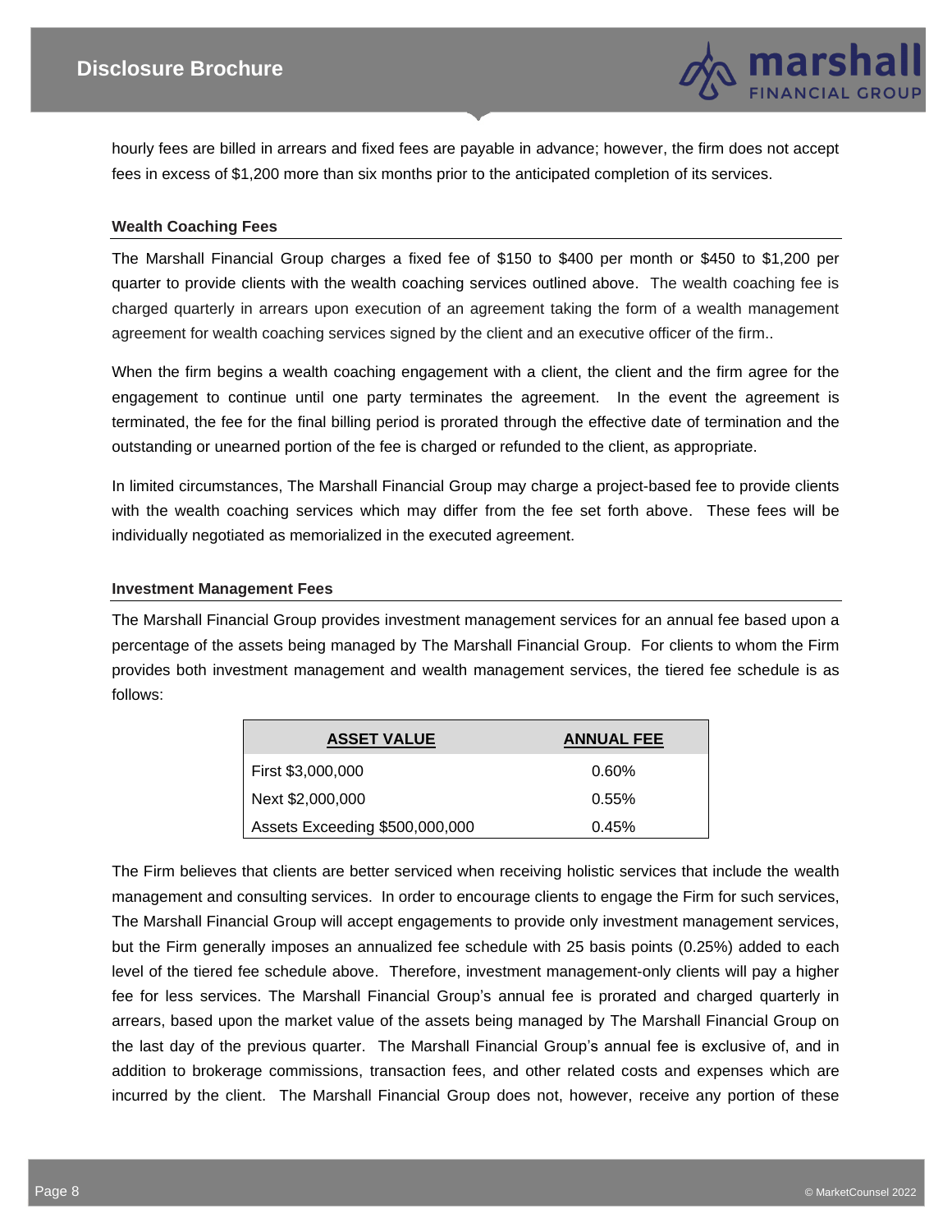hourly fees are billed in arrears and fixed fees are payable in advance; however, the firm does not accept fees in excess of $1,200 more than six months prior to the anticipated completion of its services.

### Wealth Coaching Fees

The Marshall Financial Group charges a fixed fee of $150 to $400 per month or $450 to $1,200 per quarter to provide clients with the wealth coaching services outlined above. The wealth coaching fee is charged quarterly in arrears upon execution of an agreement taking the form of a wealth management agreement for wealth coaching services signed by the client and an executive officer of the firm..

When the firm begins a wealth coaching engagement with a client, the client and the firm agree for the engagement to continue until one party terminates the agreement. In the event the agreement is terminated, the fee for the final billing period is prorated through the effective date of termination and the outstanding or unearned portion of the fee is charged or refunded to the client, as appropriate.

In limited circumstances, The Marshall Financial Group may charge a project-based fee to provide clients with the wealth coaching services which may differ from the fee set forth above. These fees will be individually negotiated as memorialized in the executed agreement.

### Investment Management Fees

The Marshall Financial Group provides investment management services for an annual fee based upon a percentage of the assets being managed by The Marshall Financial Group. For clients to whom the Firm provides both investment management and wealth management services, the tiered fee schedule is as follows:

| ASSET VALUE | ANNUAL FEE |
|---|---|
| First $3,000,000 | 0.60% |
| Next $2,000,000 | 0.55% |
| Assets Exceeding $500,000,000 | 0.45% |

The Firm believes that clients are better serviced when receiving holistic services that include the wealth management and consulting services. In order to encourage clients to engage the Firm for such services, The Marshall Financial Group will accept engagements to provide only investment management services, but the Firm generally imposes an annualized fee schedule with 25 basis points (0.25%) added to each level of the tiered fee schedule above. Therefore, investment management-only clients will pay a higher fee for less services. The Marshall Financial Group's annual fee is prorated and charged quarterly in arrears, based upon the market value of the assets being managed by The Marshall Financial Group on the last day of the previous quarter. The Marshall Financial Group's annual fee is exclusive of, and in addition to brokerage commissions, transaction fees, and other related costs and expenses which are incurred by the client. The Marshall Financial Group does not, however, receive any portion of these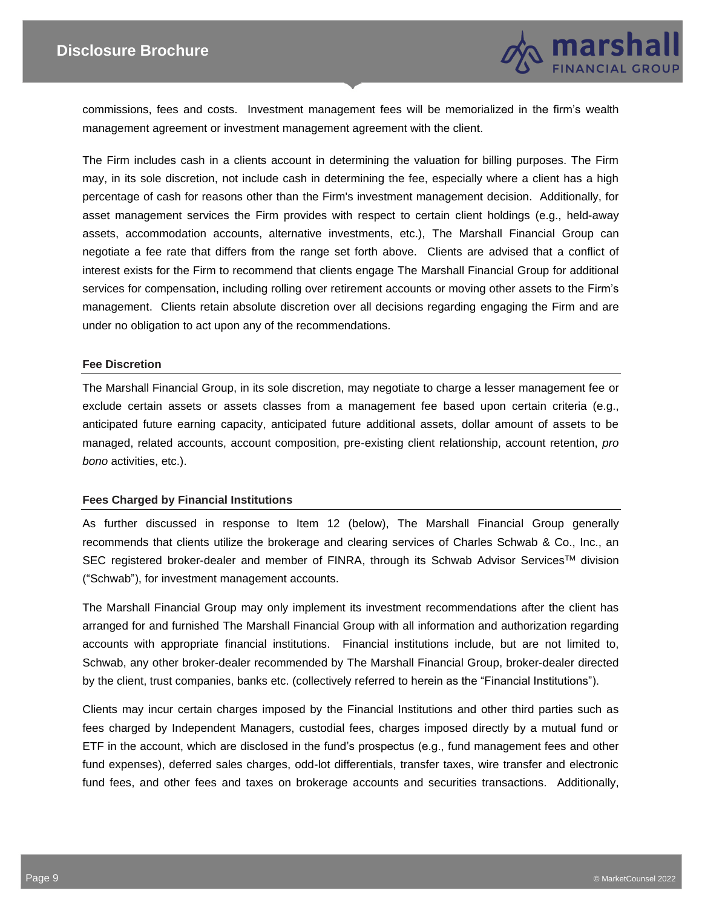commissions, fees and costs. Investment management fees will be memorialized in the firm's wealth management agreement or investment management agreement with the client.

The Firm includes cash in a clients account in determining the valuation for billing purposes. The Firm may, in its sole discretion, not include cash in determining the fee, especially where a client has a high percentage of cash for reasons other than the Firm's investment management decision. Additionally, for asset management services the Firm provides with respect to certain client holdings (e.g., held-away assets, accommodation accounts, alternative investments, etc.), The Marshall Financial Group can negotiate a fee rate that differs from the range set forth above. Clients are advised that a conflict of interest exists for the Firm to recommend that clients engage The Marshall Financial Group for additional services for compensation, including rolling over retirement accounts or moving other assets to the Firm's management. Clients retain absolute discretion over all decisions regarding engaging the Firm and are under no obligation to act upon any of the recommendations.

#### Fee Discretion

The Marshall Financial Group, in its sole discretion, may negotiate to charge a lesser management fee or exclude certain assets or assets classes from a management fee based upon certain criteria (e.g., anticipated future earning capacity, anticipated future additional assets, dollar amount of assets to be managed, related accounts, account composition, pre-existing client relationship, account retention, *pro bono* activities, etc.).

#### Fees Charged by Financial Institutions

As further discussed in response to Item 12 (below), The Marshall Financial Group generally recommends that clients utilize the brokerage and clearing services of Charles Schwab & Co., Inc., an SEC registered broker-dealer and member of FINRA, through its Schwab Advisor Services™ division ("Schwab"), for investment management accounts.

The Marshall Financial Group may only implement its investment recommendations after the client has arranged for and furnished The Marshall Financial Group with all information and authorization regarding accounts with appropriate financial institutions. Financial institutions include, but are not limited to, Schwab, any other broker-dealer recommended by The Marshall Financial Group, broker-dealer directed by the client, trust companies, banks etc. (collectively referred to herein as the "Financial Institutions").

Clients may incur certain charges imposed by the Financial Institutions and other third parties such as fees charged by Independent Managers, custodial fees, charges imposed directly by a mutual fund or ETF in the account, which are disclosed in the fund's prospectus (e.g., fund management fees and other fund expenses), deferred sales charges, odd-lot differentials, transfer taxes, wire transfer and electronic fund fees, and other fees and taxes on brokerage accounts and securities transactions. Additionally,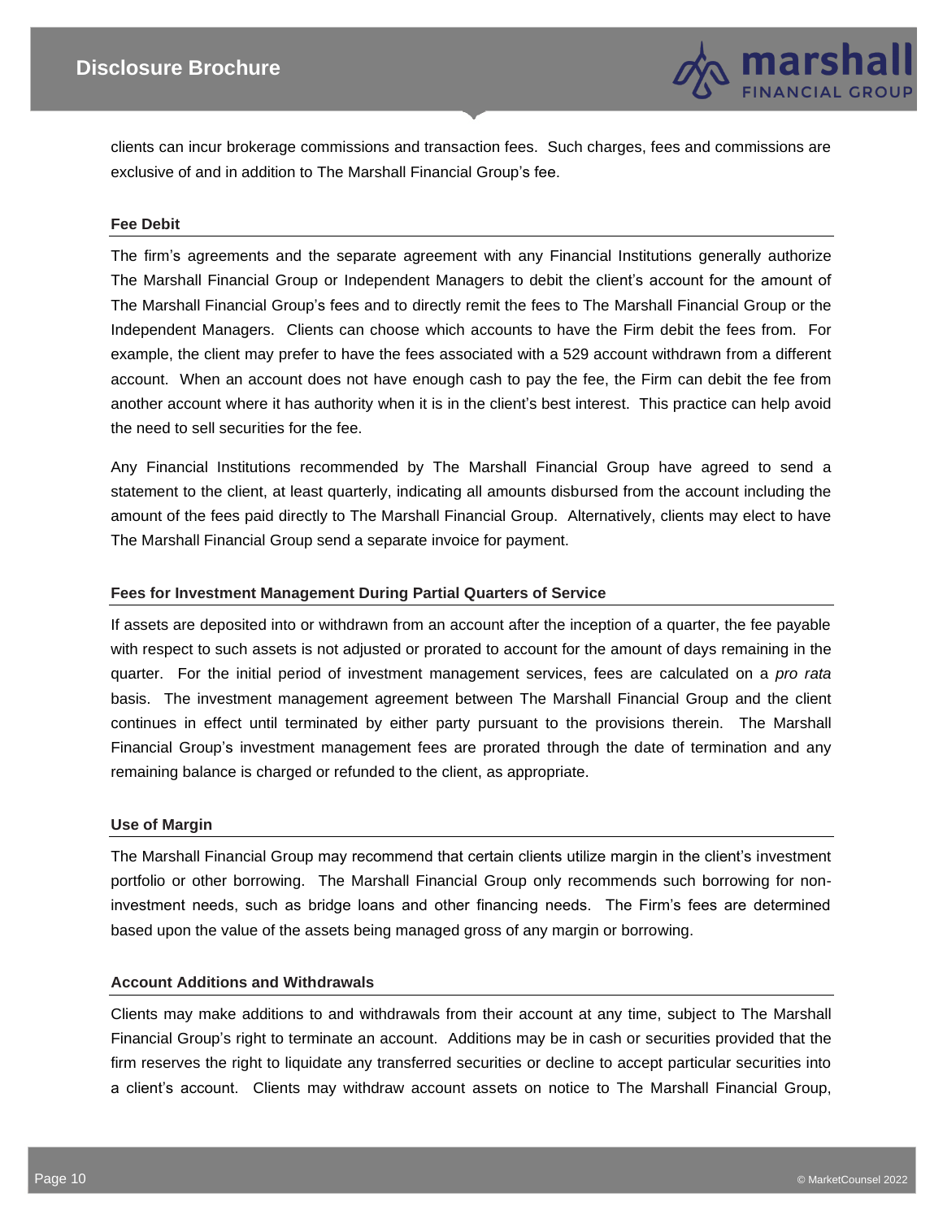clients can incur brokerage commissions and transaction fees. Such charges, fees and commissions are exclusive of and in addition to The Marshall Financial Group's fee.

#### Fee Debit

The firm's agreements and the separate agreement with any Financial Institutions generally authorize The Marshall Financial Group or Independent Managers to debit the client's account for the amount of The Marshall Financial Group's fees and to directly remit the fees to The Marshall Financial Group or the Independent Managers. Clients can choose which accounts to have the Firm debit the fees from. For example, the client may prefer to have the fees associated with a 529 account withdrawn from a different account. When an account does not have enough cash to pay the fee, the Firm can debit the fee from another account where it has authority when it is in the client's best interest. This practice can help avoid the need to sell securities for the fee.

Any Financial Institutions recommended by The Marshall Financial Group have agreed to send a statement to the client, at least quarterly, indicating all amounts disbursed from the account including the amount of the fees paid directly to The Marshall Financial Group. Alternatively, clients may elect to have The Marshall Financial Group send a separate invoice for payment.

#### Fees for Investment Management During Partial Quarters of Service

If assets are deposited into or withdrawn from an account after the inception of a quarter, the fee payable with respect to such assets is not adjusted or prorated to account for the amount of days remaining in the quarter. For the initial period of investment management services, fees are calculated on a *pro rata* basis. The investment management agreement between The Marshall Financial Group and the client continues in effect until terminated by either party pursuant to the provisions therein. The Marshall Financial Group's investment management fees are prorated through the date of termination and any remaining balance is charged or refunded to the client, as appropriate.

#### Use of Margin

The Marshall Financial Group may recommend that certain clients utilize margin in the client's investment portfolio or other borrowing. The Marshall Financial Group only recommends such borrowing for non-investment needs, such as bridge loans and other financing needs. The Firm's fees are determined based upon the value of the assets being managed gross of any margin or borrowing.

#### Account Additions and Withdrawals

Clients may make additions to and withdrawals from their account at any time, subject to The Marshall Financial Group's right to terminate an account. Additions may be in cash or securities provided that the firm reserves the right to liquidate any transferred securities or decline to accept particular securities into a client's account. Clients may withdraw account assets on notice to The Marshall Financial Group,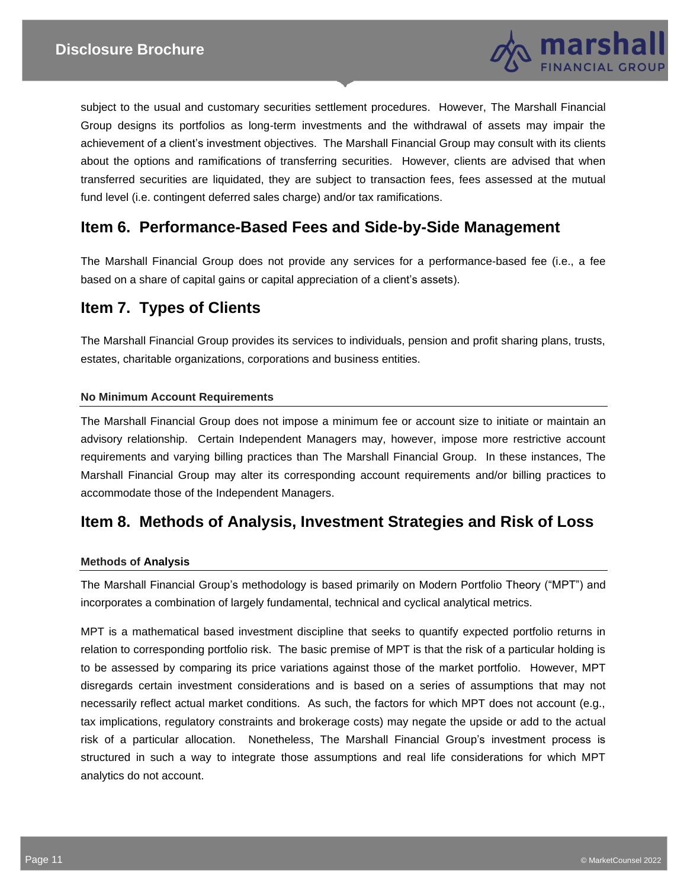subject to the usual and customary securities settlement procedures. However, The Marshall Financial Group designs its portfolios as long-term investments and the withdrawal of assets may impair the achievement of a client's investment objectives. The Marshall Financial Group may consult with its clients about the options and ramifications of transferring securities. However, clients are advised that when transferred securities are liquidated, they are subject to transaction fees, fees assessed at the mutual fund level (i.e. contingent deferred sales charge) and/or tax ramifications.

## Item 6. Performance-Based Fees and Side-by-Side Management

The Marshall Financial Group does not provide any services for a performance-based fee (i.e., a fee based on a share of capital gains or capital appreciation of a client's assets).

## Item 7. Types of Clients

The Marshall Financial Group provides its services to individuals, pension and profit sharing plans, trusts, estates, charitable organizations, corporations and business entities.

#### No Minimum Account Requirements

The Marshall Financial Group does not impose a minimum fee or account size to initiate or maintain an advisory relationship. Certain Independent Managers may, however, impose more restrictive account requirements and varying billing practices than The Marshall Financial Group. In these instances, The Marshall Financial Group may alter its corresponding account requirements and/or billing practices to accommodate those of the Independent Managers.

## Item 8. Methods of Analysis, Investment Strategies and Risk of Loss

#### Methods of Analysis

The Marshall Financial Group's methodology is based primarily on Modern Portfolio Theory ("MPT") and incorporates a combination of largely fundamental, technical and cyclical analytical metrics.

MPT is a mathematical based investment discipline that seeks to quantify expected portfolio returns in relation to corresponding portfolio risk. The basic premise of MPT is that the risk of a particular holding is to be assessed by comparing its price variations against those of the market portfolio. However, MPT disregards certain investment considerations and is based on a series of assumptions that may not necessarily reflect actual market conditions. As such, the factors for which MPT does not account (e.g., tax implications, regulatory constraints and brokerage costs) may negate the upside or add to the actual risk of a particular allocation. Nonetheless, The Marshall Financial Group's investment process is structured in such a way to integrate those assumptions and real life considerations for which MPT analytics do not account.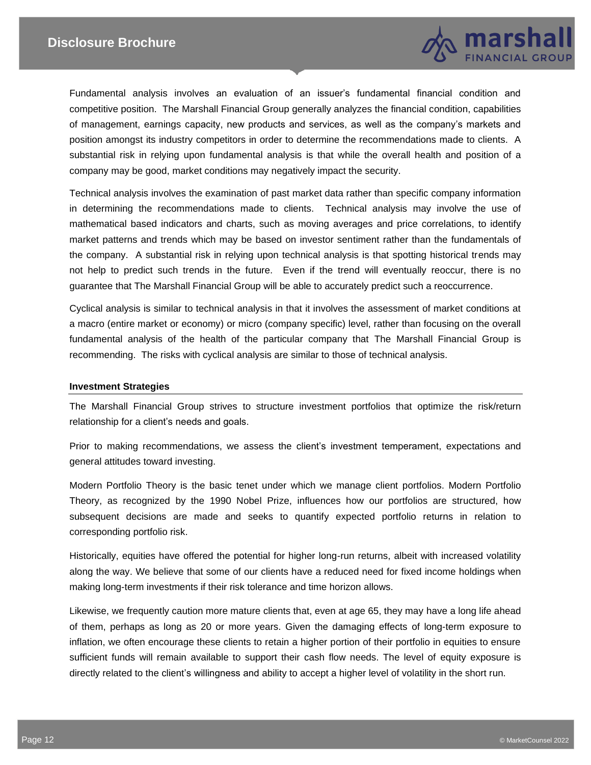Fundamental analysis involves an evaluation of an issuer's fundamental financial condition and competitive position. The Marshall Financial Group generally analyzes the financial condition, capabilities of management, earnings capacity, new products and services, as well as the company's markets and position amongst its industry competitors in order to determine the recommendations made to clients. A substantial risk in relying upon fundamental analysis is that while the overall health and position of a company may be good, market conditions may negatively impact the security.

Technical analysis involves the examination of past market data rather than specific company information in determining the recommendations made to clients. Technical analysis may involve the use of mathematical based indicators and charts, such as moving averages and price correlations, to identify market patterns and trends which may be based on investor sentiment rather than the fundamentals of the company. A substantial risk in relying upon technical analysis is that spotting historical trends may not help to predict such trends in the future. Even if the trend will eventually reoccur, there is no guarantee that The Marshall Financial Group will be able to accurately predict such a reoccurrence.

Cyclical analysis is similar to technical analysis in that it involves the assessment of market conditions at a macro (entire market or economy) or micro (company specific) level, rather than focusing on the overall fundamental analysis of the health of the particular company that The Marshall Financial Group is recommending. The risks with cyclical analysis are similar to those of technical analysis.

**Investment Strategies**

The Marshall Financial Group strives to structure investment portfolios that optimize the risk/return relationship for a client's needs and goals.

Prior to making recommendations, we assess the client's investment temperament, expectations and general attitudes toward investing.

Modern Portfolio Theory is the basic tenet under which we manage client portfolios. Modern Portfolio Theory, as recognized by the 1990 Nobel Prize, influences how our portfolios are structured, how subsequent decisions are made and seeks to quantify expected portfolio returns in relation to corresponding portfolio risk.

Historically, equities have offered the potential for higher long-run returns, albeit with increased volatility along the way. We believe that some of our clients have a reduced need for fixed income holdings when making long-term investments if their risk tolerance and time horizon allows.

Likewise, we frequently caution more mature clients that, even at age 65, they may have a long life ahead of them, perhaps as long as 20 or more years. Given the damaging effects of long-term exposure to inflation, we often encourage these clients to retain a higher portion of their portfolio in equities to ensure sufficient funds will remain available to support their cash flow needs. The level of equity exposure is directly related to the client's willingness and ability to accept a higher level of volatility in the short run.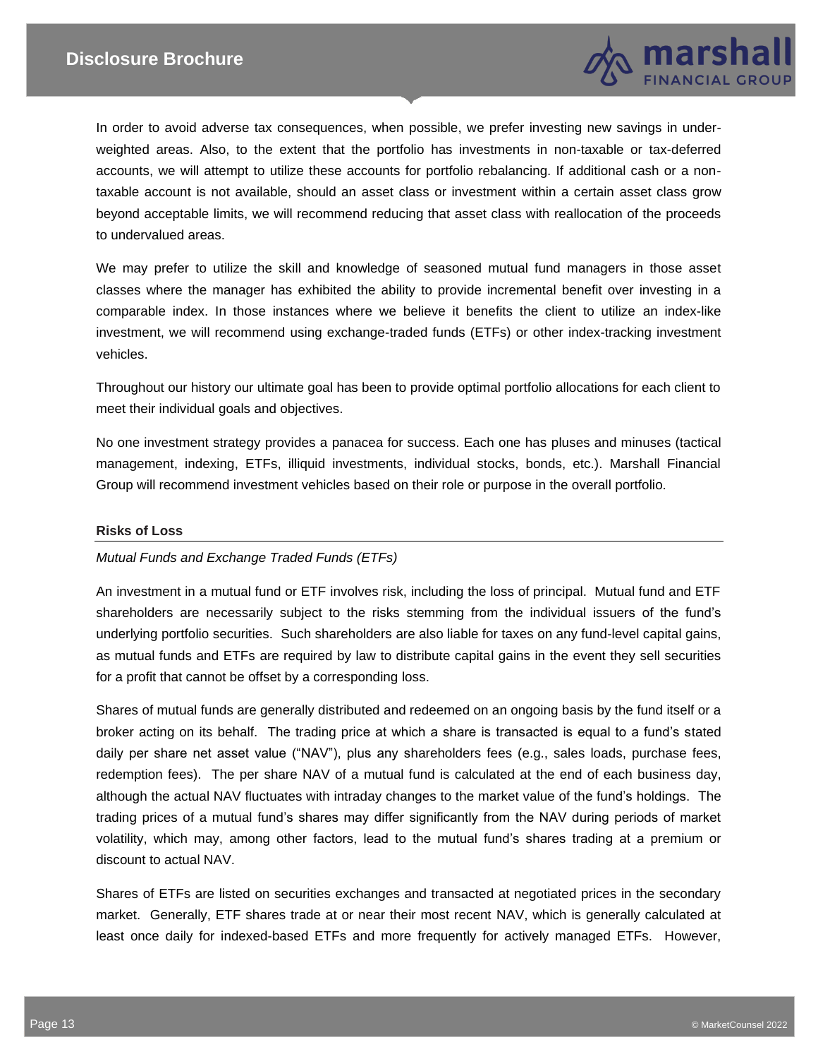In order to avoid adverse tax consequences, when possible, we prefer investing new savings in under-weighted areas. Also, to the extent that the portfolio has investments in non-taxable or tax-deferred accounts, we will attempt to utilize these accounts for portfolio rebalancing. If additional cash or a non-taxable account is not available, should an asset class or investment within a certain asset class grow beyond acceptable limits, we will recommend reducing that asset class with reallocation of the proceeds to undervalued areas.

We may prefer to utilize the skill and knowledge of seasoned mutual fund managers in those asset classes where the manager has exhibited the ability to provide incremental benefit over investing in a comparable index. In those instances where we believe it benefits the client to utilize an index-like investment, we will recommend using exchange-traded funds (ETFs) or other index-tracking investment vehicles.

Throughout our history our ultimate goal has been to provide optimal portfolio allocations for each client to meet their individual goals and objectives.

No one investment strategy provides a panacea for success. Each one has pluses and minuses (tactical management, indexing, ETFs, illiquid investments, individual stocks, bonds, etc.). Marshall Financial Group will recommend investment vehicles based on their role or purpose in the overall portfolio.

**Risks of Loss**

*Mutual Funds and Exchange Traded Funds (ETFs)*

An investment in a mutual fund or ETF involves risk, including the loss of principal. Mutual fund and ETF shareholders are necessarily subject to the risks stemming from the individual issuers of the fund's underlying portfolio securities. Such shareholders are also liable for taxes on any fund-level capital gains, as mutual funds and ETFs are required by law to distribute capital gains in the event they sell securities for a profit that cannot be offset by a corresponding loss.

Shares of mutual funds are generally distributed and redeemed on an ongoing basis by the fund itself or a broker acting on its behalf. The trading price at which a share is transacted is equal to a fund's stated daily per share net asset value ("NAV"), plus any shareholders fees (e.g., sales loads, purchase fees, redemption fees). The per share NAV of a mutual fund is calculated at the end of each business day, although the actual NAV fluctuates with intraday changes to the market value of the fund's holdings. The trading prices of a mutual fund's shares may differ significantly from the NAV during periods of market volatility, which may, among other factors, lead to the mutual fund's shares trading at a premium or discount to actual NAV.

Shares of ETFs are listed on securities exchanges and transacted at negotiated prices in the secondary market. Generally, ETF shares trade at or near their most recent NAV, which is generally calculated at least once daily for indexed-based ETFs and more frequently for actively managed ETFs. However,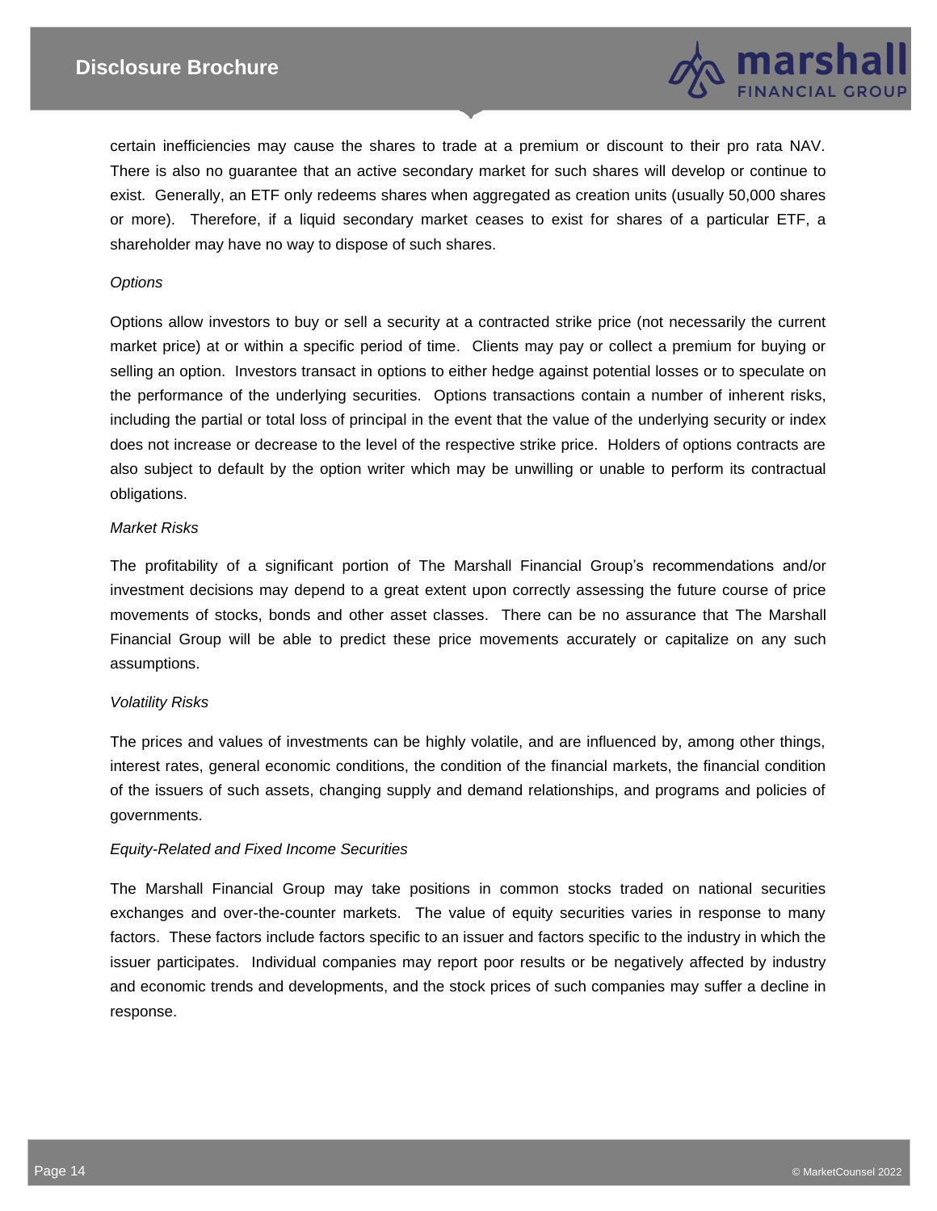certain inefficiencies may cause the shares to trade at a premium or discount to their pro rata NAV. There is also no guarantee that an active secondary market for such shares will develop or continue to exist. Generally, an ETF only redeems shares when aggregated as creation units (usually 50,000 shares or more). Therefore, if a liquid secondary market ceases to exist for shares of a particular ETF, a shareholder may have no way to dispose of such shares.

*Options*

Options allow investors to buy or sell a security at a contracted strike price (not necessarily the current market price) at or within a specific period of time. Clients may pay or collect a premium for buying or selling an option. Investors transact in options to either hedge against potential losses or to speculate on the performance of the underlying securities. Options transactions contain a number of inherent risks, including the partial or total loss of principal in the event that the value of the underlying security or index does not increase or decrease to the level of the respective strike price. Holders of options contracts are also subject to default by the option writer which may be unwilling or unable to perform its contractual obligations.

*Market Risks*

The profitability of a significant portion of The Marshall Financial Group's recommendations and/or investment decisions may depend to a great extent upon correctly assessing the future course of price movements of stocks, bonds and other asset classes. There can be no assurance that The Marshall Financial Group will be able to predict these price movements accurately or capitalize on any such assumptions.

*Volatility Risks*

The prices and values of investments can be highly volatile, and are influenced by, among other things, interest rates, general economic conditions, the condition of the financial markets, the financial condition of the issuers of such assets, changing supply and demand relationships, and programs and policies of governments.

*Equity-Related and Fixed Income Securities*

The Marshall Financial Group may take positions in common stocks traded on national securities exchanges and over-the-counter markets. The value of equity securities varies in response to many factors. These factors include factors specific to an issuer and factors specific to the industry in which the issuer participates. Individual companies may report poor results or be negatively affected by industry and economic trends and developments, and the stock prices of such companies may suffer a decline in response.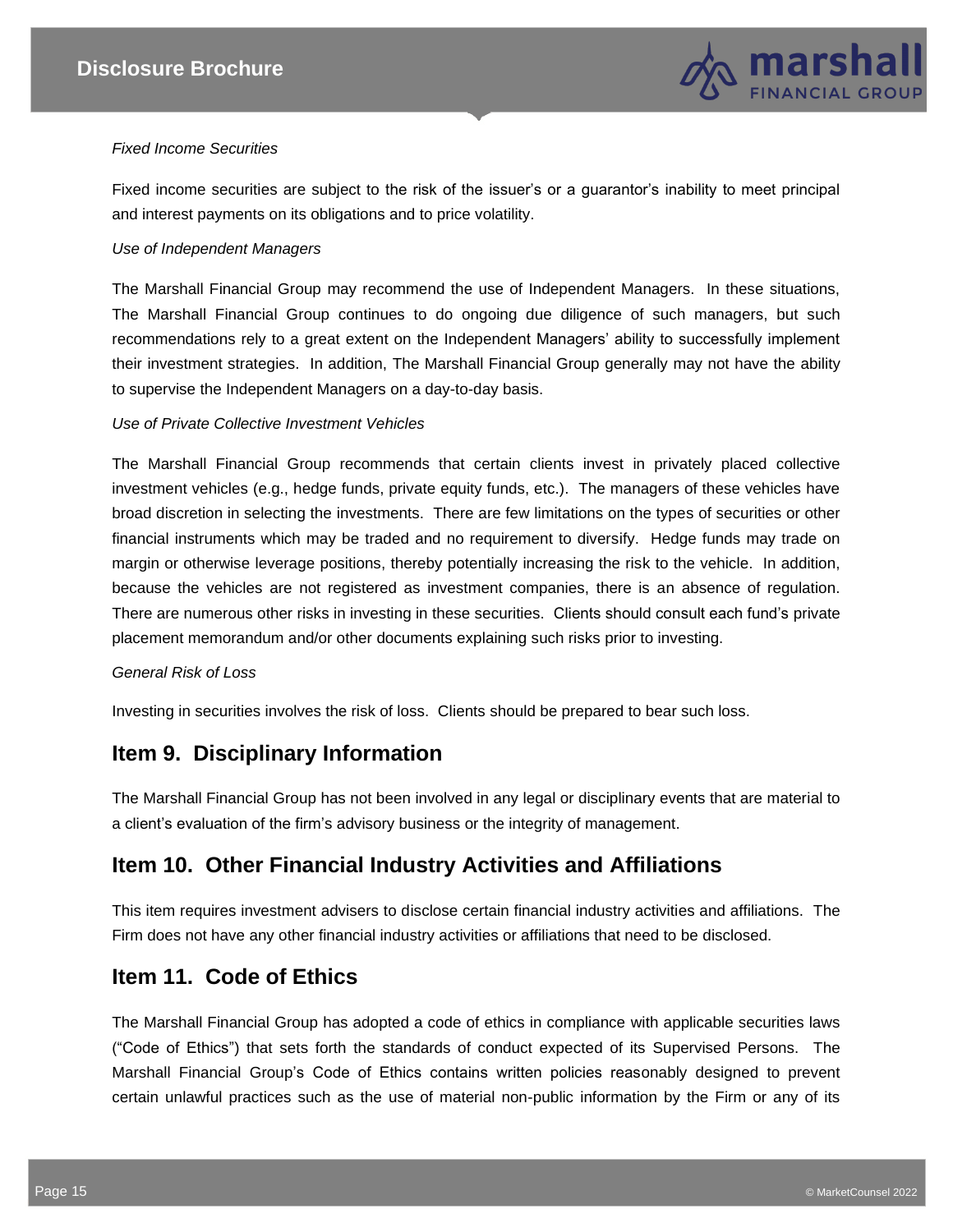*Fixed Income Securities*

Fixed income securities are subject to the risk of the issuer's or a guarantor's inability to meet principal and interest payments on its obligations and to price volatility.

*Use of Independent Managers*

The Marshall Financial Group may recommend the use of Independent Managers. In these situations, The Marshall Financial Group continues to do ongoing due diligence of such managers, but such recommendations rely to a great extent on the Independent Managers' ability to successfully implement their investment strategies. In addition, The Marshall Financial Group generally may not have the ability to supervise the Independent Managers on a day-to-day basis.

*Use of Private Collective Investment Vehicles*

The Marshall Financial Group recommends that certain clients invest in privately placed collective investment vehicles (e.g., hedge funds, private equity funds, etc.). The managers of these vehicles have broad discretion in selecting the investments. There are few limitations on the types of securities or other financial instruments which may be traded and no requirement to diversify. Hedge funds may trade on margin or otherwise leverage positions, thereby potentially increasing the risk to the vehicle. In addition, because the vehicles are not registered as investment companies, there is an absence of regulation. There are numerous other risks in investing in these securities. Clients should consult each fund's private placement memorandum and/or other documents explaining such risks prior to investing.

*General Risk of Loss*

Investing in securities involves the risk of loss. Clients should be prepared to bear such loss.

## Item 9. Disciplinary Information

The Marshall Financial Group has not been involved in any legal or disciplinary events that are material to a client's evaluation of the firm's advisory business or the integrity of management.

## Item 10. Other Financial Industry Activities and Affiliations

This item requires investment advisers to disclose certain financial industry activities and affiliations. The Firm does not have any other financial industry activities or affiliations that need to be disclosed.

## Item 11. Code of Ethics

The Marshall Financial Group has adopted a code of ethics in compliance with applicable securities laws ("Code of Ethics") that sets forth the standards of conduct expected of its Supervised Persons. The Marshall Financial Group's Code of Ethics contains written policies reasonably designed to prevent certain unlawful practices such as the use of material non-public information by the Firm or any of its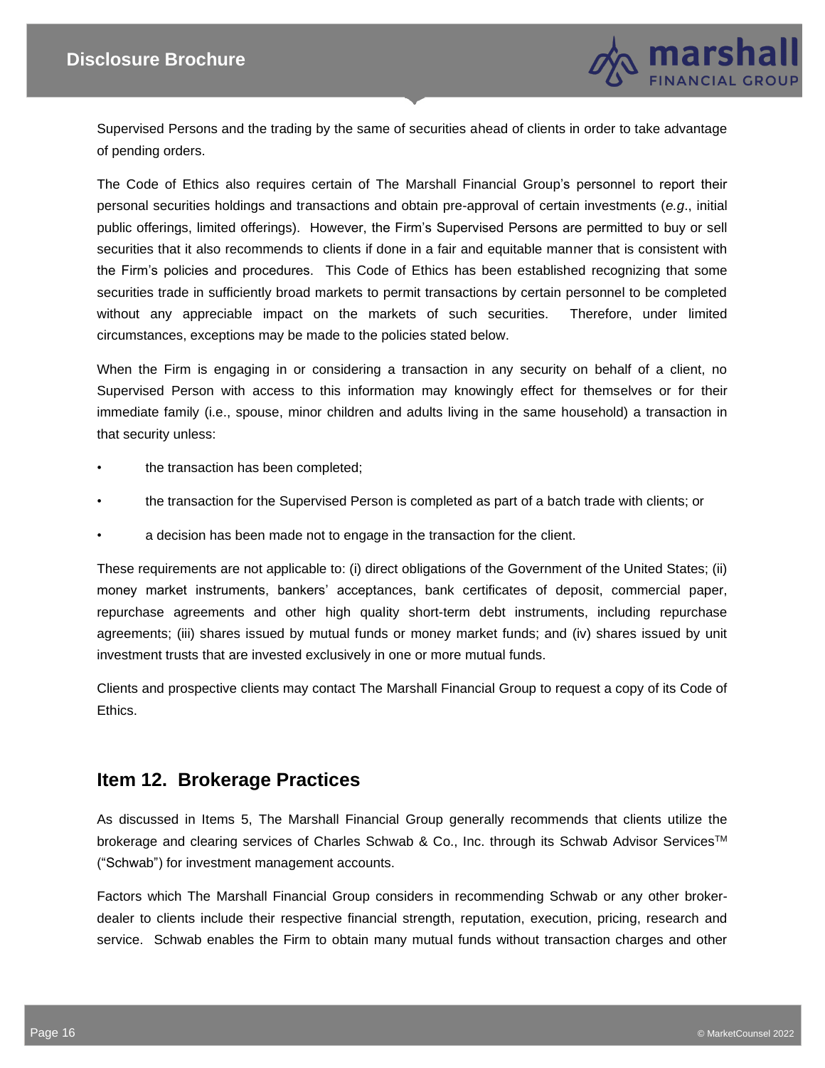Supervised Persons and the trading by the same of securities ahead of clients in order to take advantage of pending orders.

The Code of Ethics also requires certain of The Marshall Financial Group's personnel to report their personal securities holdings and transactions and obtain pre-approval of certain investments (*e.g*., initial public offerings, limited offerings). However, the Firm's Supervised Persons are permitted to buy or sell securities that it also recommends to clients if done in a fair and equitable manner that is consistent with the Firm's policies and procedures. This Code of Ethics has been established recognizing that some securities trade in sufficiently broad markets to permit transactions by certain personnel to be completed without any appreciable impact on the markets of such securities. Therefore, under limited circumstances, exceptions may be made to the policies stated below.

When the Firm is engaging in or considering a transaction in any security on behalf of a client, no Supervised Person with access to this information may knowingly effect for themselves or for their immediate family (i.e., spouse, minor children and adults living in the same household) a transaction in that security unless:

- the transaction has been completed;
- the transaction for the Supervised Person is completed as part of a batch trade with clients; or
- a decision has been made not to engage in the transaction for the client.

These requirements are not applicable to: (i) direct obligations of the Government of the United States; (ii) money market instruments, bankers' acceptances, bank certificates of deposit, commercial paper, repurchase agreements and other high quality short-term debt instruments, including repurchase agreements; (iii) shares issued by mutual funds or money market funds; and (iv) shares issued by unit investment trusts that are invested exclusively in one or more mutual funds.

Clients and prospective clients may contact The Marshall Financial Group to request a copy of its Code of Ethics.

## Item 12. Brokerage Practices

As discussed in Items 5, The Marshall Financial Group generally recommends that clients utilize the brokerage and clearing services of Charles Schwab & Co., Inc. through its Schwab Advisor Services™ ("Schwab") for investment management accounts.

Factors which The Marshall Financial Group considers in recommending Schwab or any other broker-dealer to clients include their respective financial strength, reputation, execution, pricing, research and service. Schwab enables the Firm to obtain many mutual funds without transaction charges and other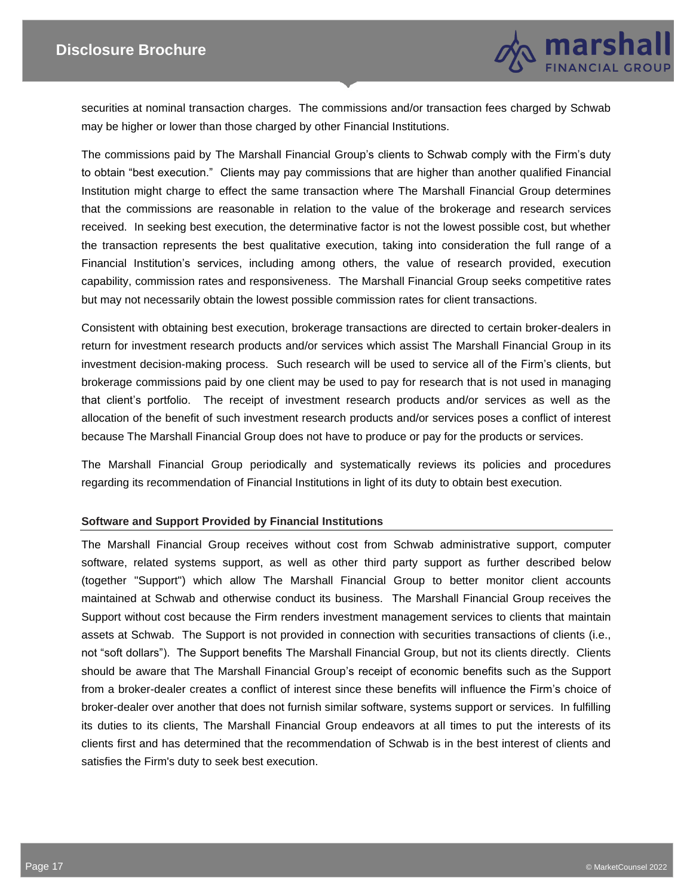securities at nominal transaction charges. The commissions and/or transaction fees charged by Schwab may be higher or lower than those charged by other Financial Institutions.

The commissions paid by The Marshall Financial Group's clients to Schwab comply with the Firm's duty to obtain "best execution." Clients may pay commissions that are higher than another qualified Financial Institution might charge to effect the same transaction where The Marshall Financial Group determines that the commissions are reasonable in relation to the value of the brokerage and research services received. In seeking best execution, the determinative factor is not the lowest possible cost, but whether the transaction represents the best qualitative execution, taking into consideration the full range of a Financial Institution's services, including among others, the value of research provided, execution capability, commission rates and responsiveness. The Marshall Financial Group seeks competitive rates but may not necessarily obtain the lowest possible commission rates for client transactions.

Consistent with obtaining best execution, brokerage transactions are directed to certain broker-dealers in return for investment research products and/or services which assist The Marshall Financial Group in its investment decision-making process. Such research will be used to service all of the Firm's clients, but brokerage commissions paid by one client may be used to pay for research that is not used in managing that client's portfolio. The receipt of investment research products and/or services as well as the allocation of the benefit of such investment research products and/or services poses a conflict of interest because The Marshall Financial Group does not have to produce or pay for the products or services.

The Marshall Financial Group periodically and systematically reviews its policies and procedures regarding its recommendation of Financial Institutions in light of its duty to obtain best execution.

**Software and Support Provided by Financial Institutions**

The Marshall Financial Group receives without cost from Schwab administrative support, computer software, related systems support, as well as other third party support as further described below (together "Support") which allow The Marshall Financial Group to better monitor client accounts maintained at Schwab and otherwise conduct its business. The Marshall Financial Group receives the Support without cost because the Firm renders investment management services to clients that maintain assets at Schwab. The Support is not provided in connection with securities transactions of clients (i.e., not "soft dollars"). The Support benefits The Marshall Financial Group, but not its clients directly. Clients should be aware that The Marshall Financial Group's receipt of economic benefits such as the Support from a broker-dealer creates a conflict of interest since these benefits will influence the Firm's choice of broker-dealer over another that does not furnish similar software, systems support or services. In fulfilling its duties to its clients, The Marshall Financial Group endeavors at all times to put the interests of its clients first and has determined that the recommendation of Schwab is in the best interest of clients and satisfies the Firm's duty to seek best execution.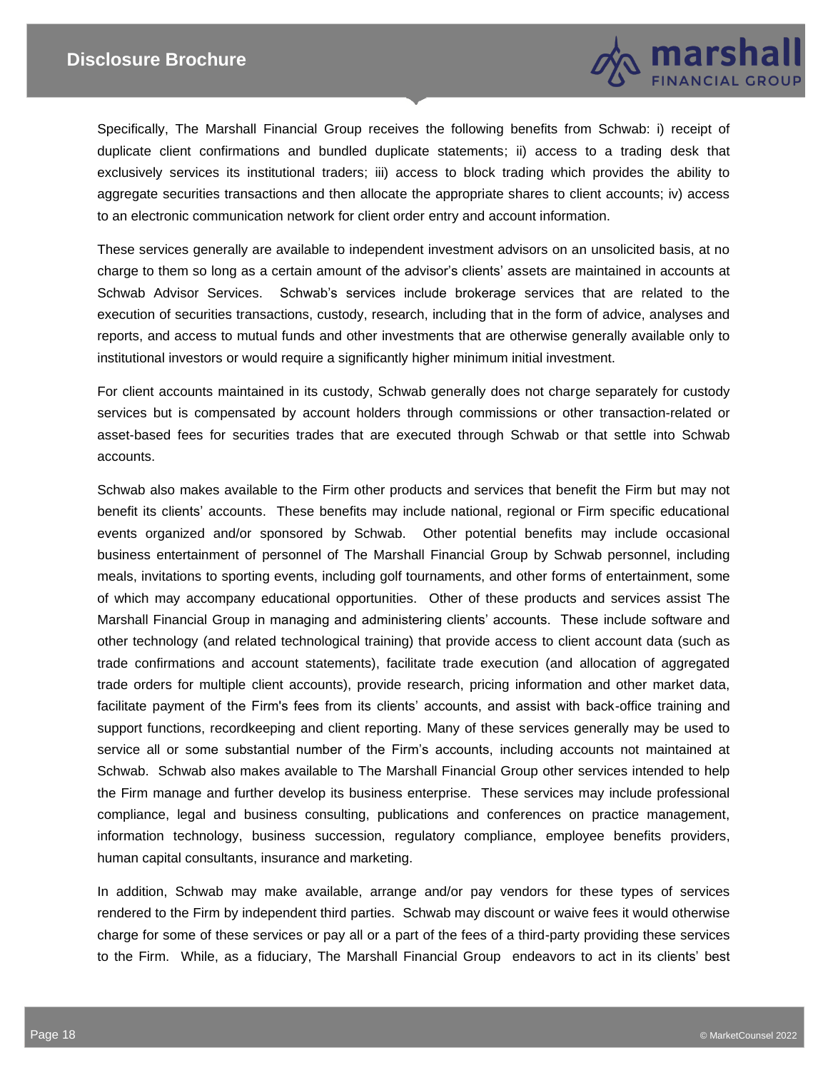Specifically, The Marshall Financial Group receives the following benefits from Schwab: i) receipt of duplicate client confirmations and bundled duplicate statements; ii) access to a trading desk that exclusively services its institutional traders; iii) access to block trading which provides the ability to aggregate securities transactions and then allocate the appropriate shares to client accounts; iv) access to an electronic communication network for client order entry and account information.

These services generally are available to independent investment advisors on an unsolicited basis, at no charge to them so long as a certain amount of the advisor's clients' assets are maintained in accounts at Schwab Advisor Services. Schwab's services include brokerage services that are related to the execution of securities transactions, custody, research, including that in the form of advice, analyses and reports, and access to mutual funds and other investments that are otherwise generally available only to institutional investors or would require a significantly higher minimum initial investment.

For client accounts maintained in its custody, Schwab generally does not charge separately for custody services but is compensated by account holders through commissions or other transaction-related or asset-based fees for securities trades that are executed through Schwab or that settle into Schwab accounts.

Schwab also makes available to the Firm other products and services that benefit the Firm but may not benefit its clients' accounts. These benefits may include national, regional or Firm specific educational events organized and/or sponsored by Schwab. Other potential benefits may include occasional business entertainment of personnel of The Marshall Financial Group by Schwab personnel, including meals, invitations to sporting events, including golf tournaments, and other forms of entertainment, some of which may accompany educational opportunities. Other of these products and services assist The Marshall Financial Group in managing and administering clients' accounts. These include software and other technology (and related technological training) that provide access to client account data (such as trade confirmations and account statements), facilitate trade execution (and allocation of aggregated trade orders for multiple client accounts), provide research, pricing information and other market data, facilitate payment of the Firm's fees from its clients' accounts, and assist with back-office training and support functions, recordkeeping and client reporting. Many of these services generally may be used to service all or some substantial number of the Firm's accounts, including accounts not maintained at Schwab. Schwab also makes available to The Marshall Financial Group other services intended to help the Firm manage and further develop its business enterprise. These services may include professional compliance, legal and business consulting, publications and conferences on practice management, information technology, business succession, regulatory compliance, employee benefits providers, human capital consultants, insurance and marketing.

In addition, Schwab may make available, arrange and/or pay vendors for these types of services rendered to the Firm by independent third parties. Schwab may discount or waive fees it would otherwise charge for some of these services or pay all or a part of the fees of a third-party providing these services to the Firm. While, as a fiduciary, The Marshall Financial Group endeavors to act in its clients' best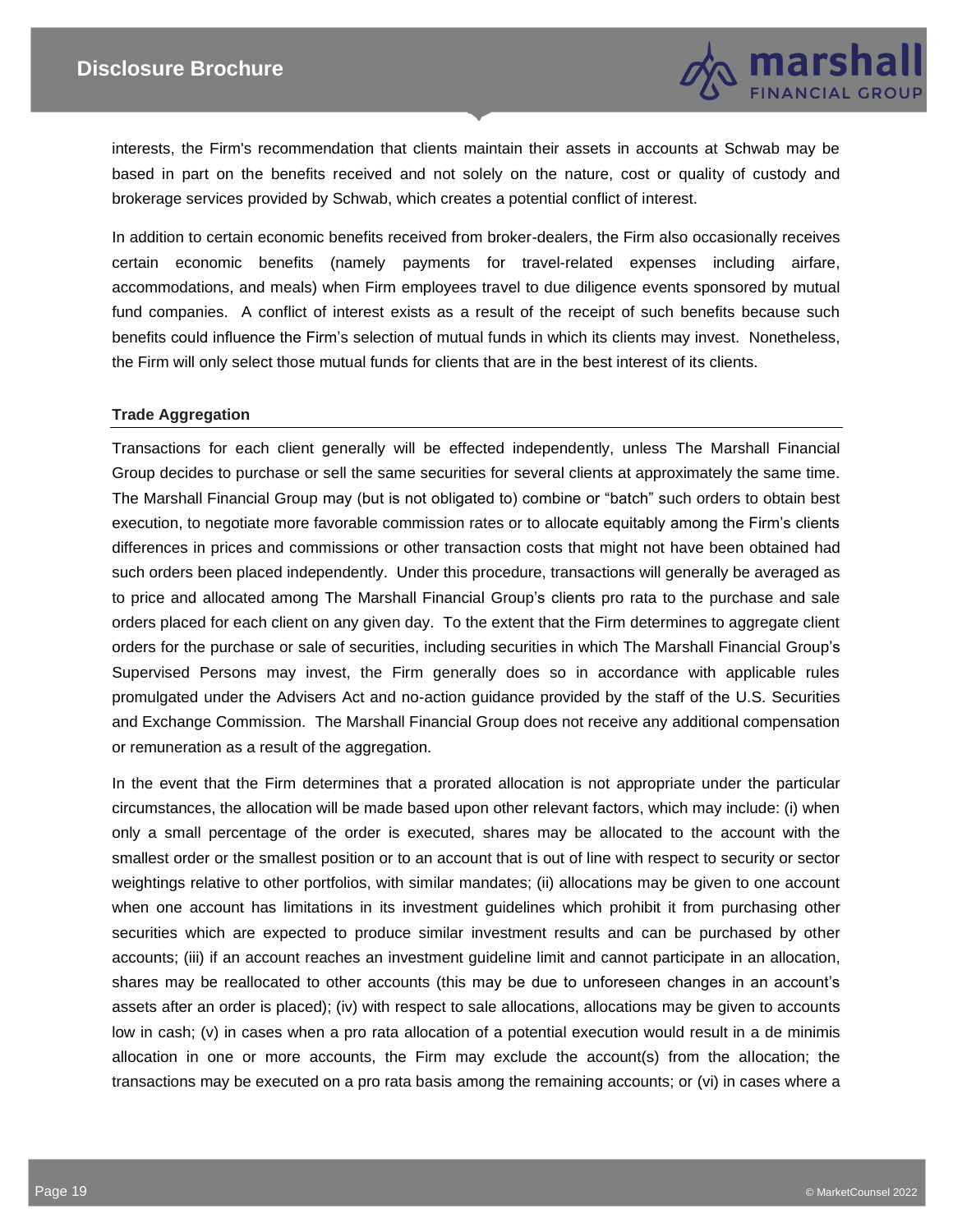interests, the Firm's recommendation that clients maintain their assets in accounts at Schwab may be based in part on the benefits received and not solely on the nature, cost or quality of custody and brokerage services provided by Schwab, which creates a potential conflict of interest.

In addition to certain economic benefits received from broker-dealers, the Firm also occasionally receives certain economic benefits (namely payments for travel-related expenses including airfare, accommodations, and meals) when Firm employees travel to due diligence events sponsored by mutual fund companies. A conflict of interest exists as a result of the receipt of such benefits because such benefits could influence the Firm's selection of mutual funds in which its clients may invest. Nonetheless, the Firm will only select those mutual funds for clients that are in the best interest of its clients.

**Trade Aggregation**

Transactions for each client generally will be effected independently, unless The Marshall Financial Group decides to purchase or sell the same securities for several clients at approximately the same time. The Marshall Financial Group may (but is not obligated to) combine or "batch" such orders to obtain best execution, to negotiate more favorable commission rates or to allocate equitably among the Firm's clients differences in prices and commissions or other transaction costs that might not have been obtained had such orders been placed independently. Under this procedure, transactions will generally be averaged as to price and allocated among The Marshall Financial Group's clients pro rata to the purchase and sale orders placed for each client on any given day. To the extent that the Firm determines to aggregate client orders for the purchase or sale of securities, including securities in which The Marshall Financial Group's Supervised Persons may invest, the Firm generally does so in accordance with applicable rules promulgated under the Advisers Act and no-action guidance provided by the staff of the U.S. Securities and Exchange Commission. The Marshall Financial Group does not receive any additional compensation or remuneration as a result of the aggregation.

In the event that the Firm determines that a prorated allocation is not appropriate under the particular circumstances, the allocation will be made based upon other relevant factors, which may include: (i) when only a small percentage of the order is executed, shares may be allocated to the account with the smallest order or the smallest position or to an account that is out of line with respect to security or sector weightings relative to other portfolios, with similar mandates; (ii) allocations may be given to one account when one account has limitations in its investment guidelines which prohibit it from purchasing other securities which are expected to produce similar investment results and can be purchased by other accounts; (iii) if an account reaches an investment guideline limit and cannot participate in an allocation, shares may be reallocated to other accounts (this may be due to unforeseen changes in an account's assets after an order is placed); (iv) with respect to sale allocations, allocations may be given to accounts low in cash; (v) in cases when a pro rata allocation of a potential execution would result in a de minimis allocation in one or more accounts, the Firm may exclude the account(s) from the allocation; the transactions may be executed on a pro rata basis among the remaining accounts; or (vi) in cases where a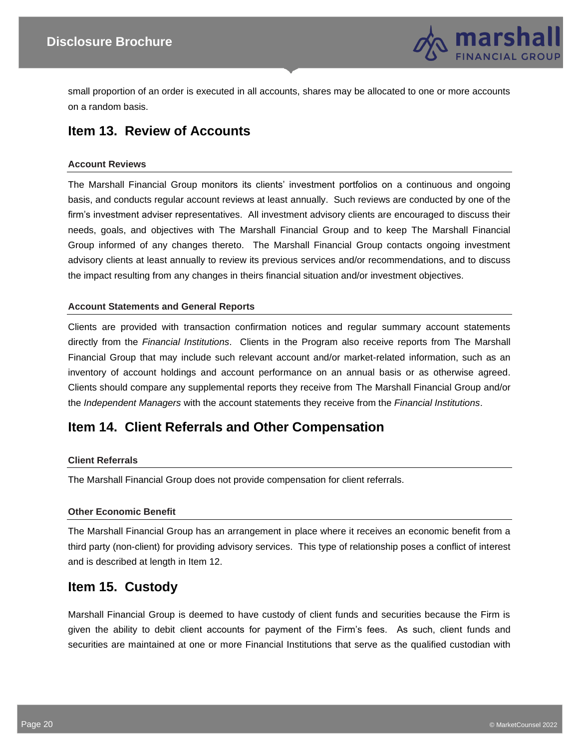small proportion of an order is executed in all accounts, shares may be allocated to one or more accounts on a random basis.

## Item 13. Review of Accounts

#### Account Reviews

The Marshall Financial Group monitors its clients' investment portfolios on a continuous and ongoing basis, and conducts regular account reviews at least annually. Such reviews are conducted by one of the firm's investment adviser representatives. All investment advisory clients are encouraged to discuss their needs, goals, and objectives with The Marshall Financial Group and to keep The Marshall Financial Group informed of any changes thereto. The Marshall Financial Group contacts ongoing investment advisory clients at least annually to review its previous services and/or recommendations, and to discuss the impact resulting from any changes in theirs financial situation and/or investment objectives.

#### Account Statements and General Reports

Clients are provided with transaction confirmation notices and regular summary account statements directly from the *Financial Institutions*. Clients in the Program also receive reports from The Marshall Financial Group that may include such relevant account and/or market-related information, such as an inventory of account holdings and account performance on an annual basis or as otherwise agreed. Clients should compare any supplemental reports they receive from The Marshall Financial Group and/or the *Independent Managers* with the account statements they receive from the *Financial Institutions*.

## Item 14. Client Referrals and Other Compensation

#### Client Referrals

The Marshall Financial Group does not provide compensation for client referrals.

#### Other Economic Benefit

The Marshall Financial Group has an arrangement in place where it receives an economic benefit from a third party (non-client) for providing advisory services. This type of relationship poses a conflict of interest and is described at length in Item 12.

## Item 15. Custody

Marshall Financial Group is deemed to have custody of client funds and securities because the Firm is given the ability to debit client accounts for payment of the Firm's fees. As such, client funds and securities are maintained at one or more Financial Institutions that serve as the qualified custodian with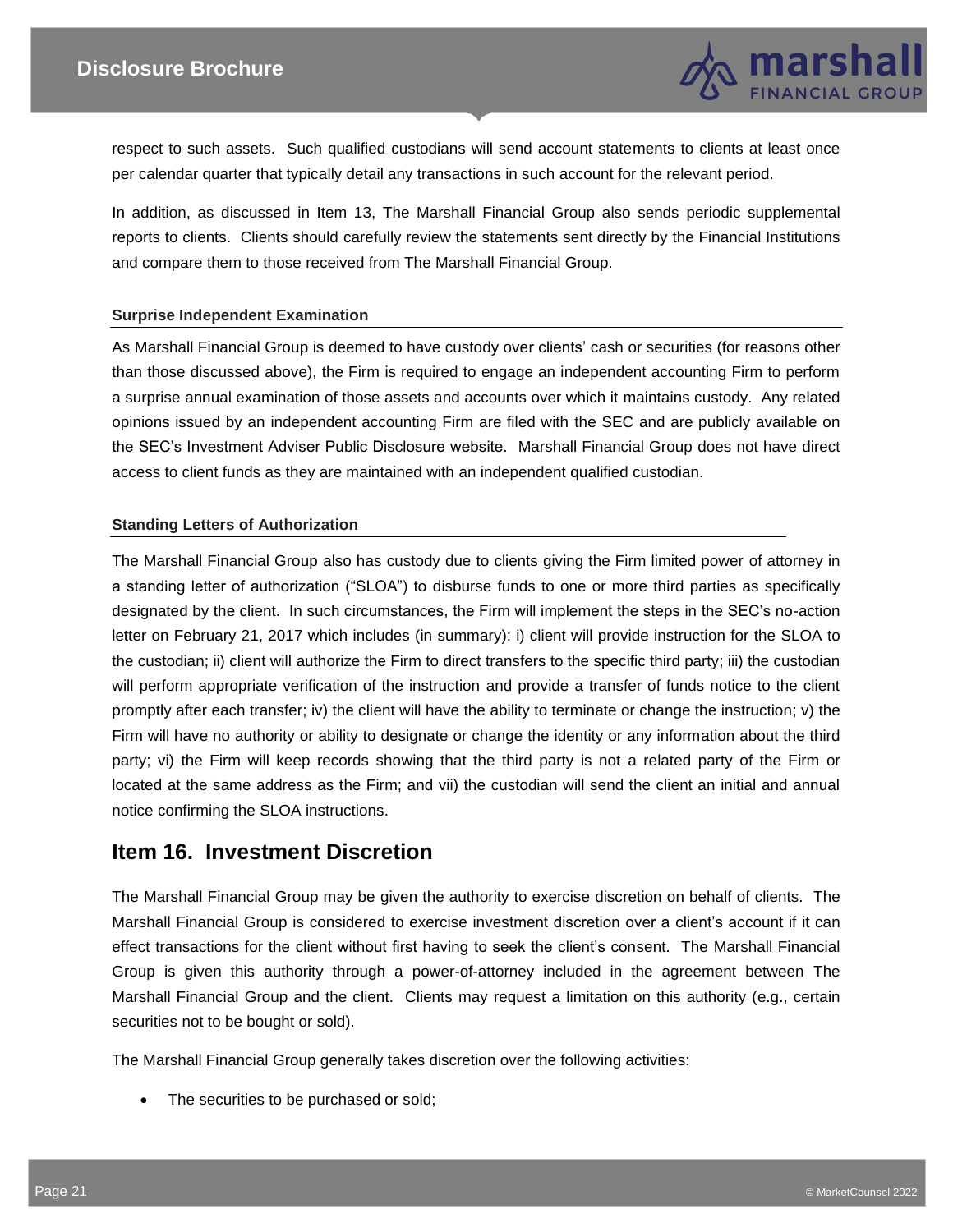respect to such assets. Such qualified custodians will send account statements to clients at least once per calendar quarter that typically detail any transactions in such account for the relevant period.

In addition, as discussed in Item 13, The Marshall Financial Group also sends periodic supplemental reports to clients. Clients should carefully review the statements sent directly by the Financial Institutions and compare them to those received from The Marshall Financial Group.

**Surprise Independent Examination**

As Marshall Financial Group is deemed to have custody over clients' cash or securities (for reasons other than those discussed above), the Firm is required to engage an independent accounting Firm to perform a surprise annual examination of those assets and accounts over which it maintains custody. Any related opinions issued by an independent accounting Firm are filed with the SEC and are publicly available on the SEC's Investment Adviser Public Disclosure website. Marshall Financial Group does not have direct access to client funds as they are maintained with an independent qualified custodian.

**Standing Letters of Authorization**

The Marshall Financial Group also has custody due to clients giving the Firm limited power of attorney in a standing letter of authorization ("SLOA") to disburse funds to one or more third parties as specifically designated by the client. In such circumstances, the Firm will implement the steps in the SEC's no-action letter on February 21, 2017 which includes (in summary): i) client will provide instruction for the SLOA to the custodian; ii) client will authorize the Firm to direct transfers to the specific third party; iii) the custodian will perform appropriate verification of the instruction and provide a transfer of funds notice to the client promptly after each transfer; iv) the client will have the ability to terminate or change the instruction; v) the Firm will have no authority or ability to designate or change the identity or any information about the third party; vi) the Firm will keep records showing that the third party is not a related party of the Firm or located at the same address as the Firm; and vii) the custodian will send the client an initial and annual notice confirming the SLOA instructions.

## Item 16. Investment Discretion

The Marshall Financial Group may be given the authority to exercise discretion on behalf of clients. The Marshall Financial Group is considered to exercise investment discretion over a client's account if it can effect transactions for the client without first having to seek the client's consent. The Marshall Financial Group is given this authority through a power-of-attorney included in the agreement between The Marshall Financial Group and the client. Clients may request a limitation on this authority (e.g., certain securities not to be bought or sold).

The Marshall Financial Group generally takes discretion over the following activities:

- The securities to be purchased or sold;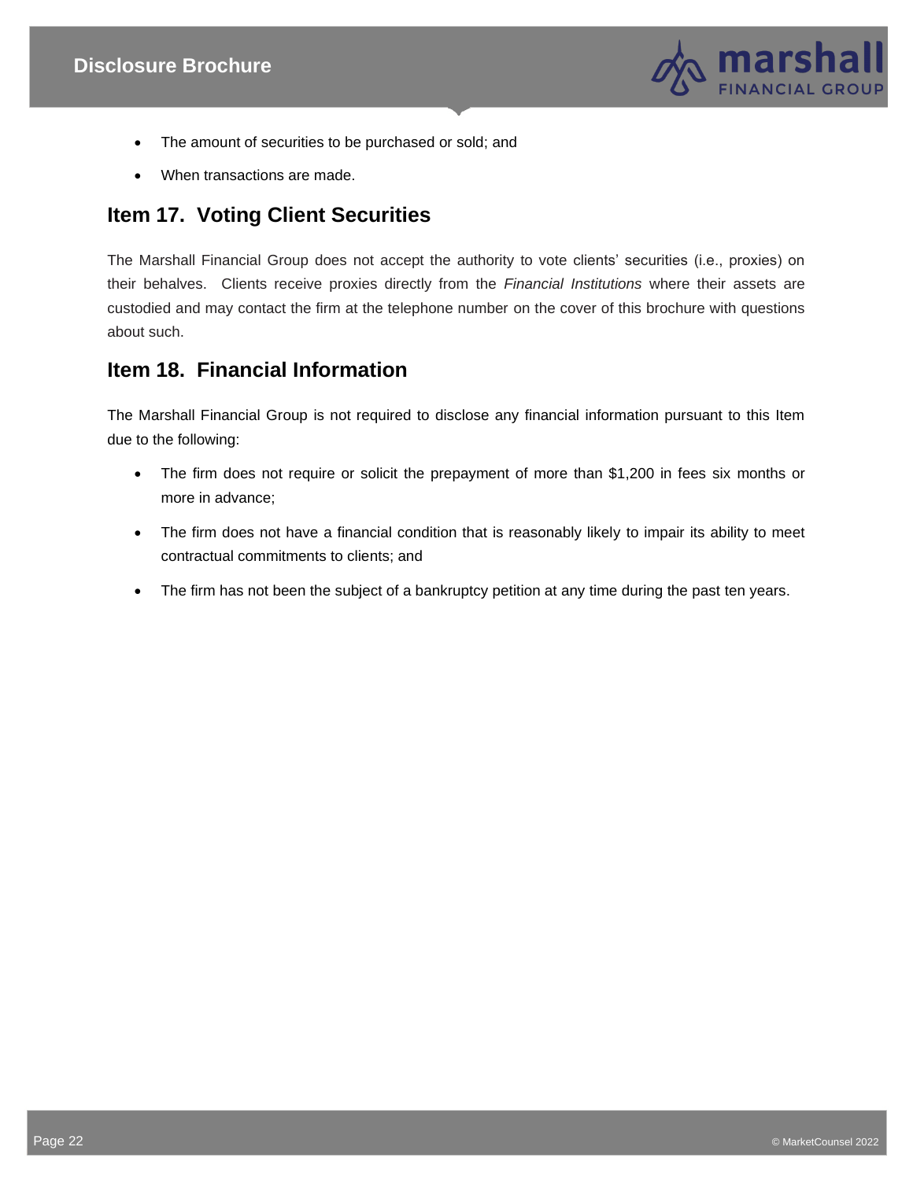- The amount of securities to be purchased or sold; and
- When transactions are made.

## Item 17. Voting Client Securities

The Marshall Financial Group does not accept the authority to vote clients' securities (i.e., proxies) on their behalves. Clients receive proxies directly from the *Financial Institutions* where their assets are custodied and may contact the firm at the telephone number on the cover of this brochure with questions about such.

## Item 18. Financial Information

The Marshall Financial Group is not required to disclose any financial information pursuant to this Item due to the following:

- The firm does not require or solicit the prepayment of more than $1,200 in fees six months or more in advance;
- The firm does not have a financial condition that is reasonably likely to impair its ability to meet contractual commitments to clients; and
- The firm has not been the subject of a bankruptcy petition at any time during the past ten years.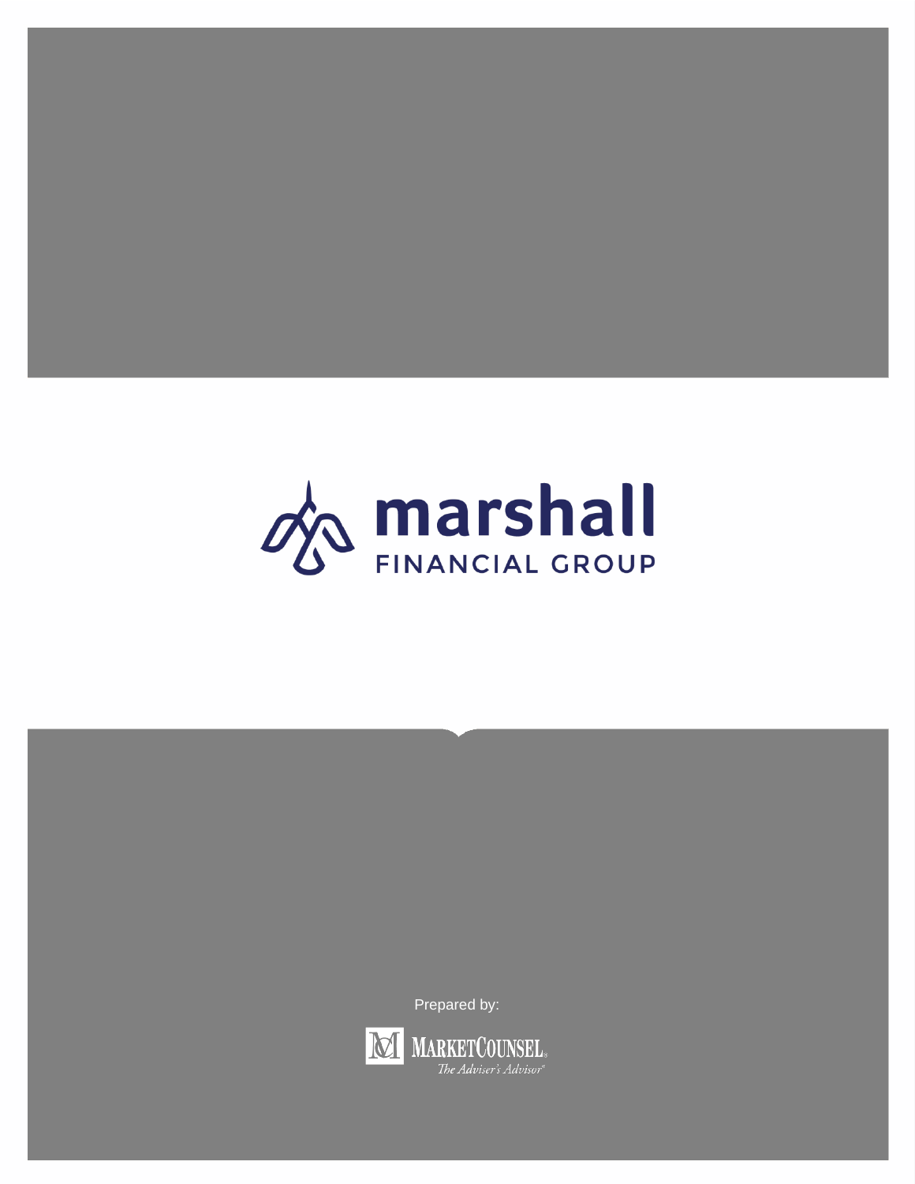marshall

FINANCIAL GROUP

Prepared by:

MARKETCOUNSEL

The Adviser's Advisor